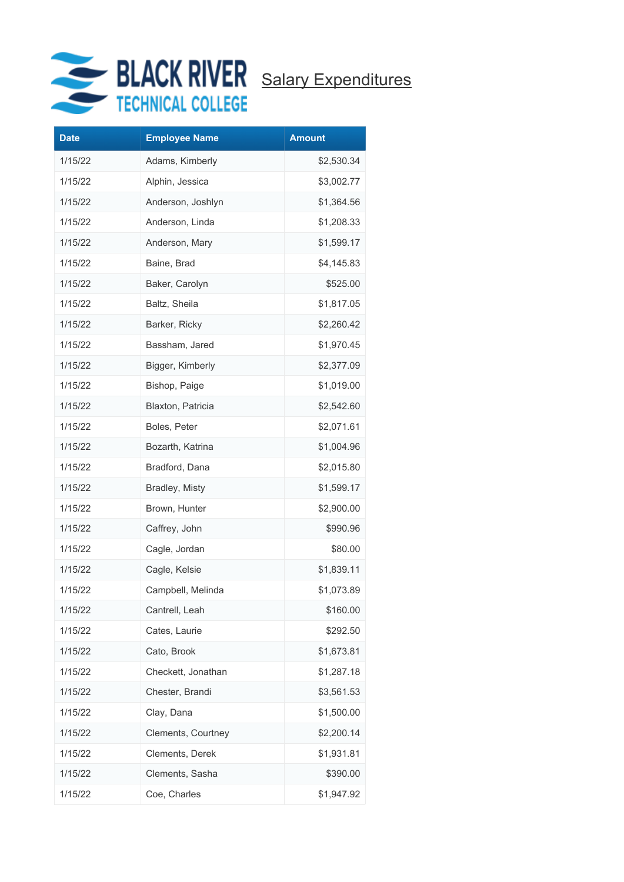# BLACK RIVER TECHNICAL COLLEGE

## Salary Expenditures

| Date | Employee Name | Amount |
|---|---|---|
| 1/15/22 | Adams, Kimberly | $2,530.34 |
| 1/15/22 | Alphin, Jessica | $3,002.77 |
| 1/15/22 | Anderson, Joshlyn | $1,364.56 |
| 1/15/22 | Anderson, Linda | $1,208.33 |
| 1/15/22 | Anderson, Mary | $1,599.17 |
| 1/15/22 | Baine, Brad | $4,145.83 |
| 1/15/22 | Baker, Carolyn | $525.00 |
| 1/15/22 | Baltz, Sheila | $1,817.05 |
| 1/15/22 | Barker, Ricky | $2,260.42 |
| 1/15/22 | Bassham, Jared | $1,970.45 |
| 1/15/22 | Bigger, Kimberly | $2,377.09 |
| 1/15/22 | Bishop, Paige | $1,019.00 |
| 1/15/22 | Blaxton, Patricia | $2,542.60 |
| 1/15/22 | Boles, Peter | $2,071.61 |
| 1/15/22 | Bozarth, Katrina | $1,004.96 |
| 1/15/22 | Bradford, Dana | $2,015.80 |
| 1/15/22 | Bradley, Misty | $1,599.17 |
| 1/15/22 | Brown, Hunter | $2,900.00 |
| 1/15/22 | Caffrey, John | $990.96 |
| 1/15/22 | Cagle, Jordan | $80.00 |
| 1/15/22 | Cagle, Kelsie | $1,839.11 |
| 1/15/22 | Campbell, Melinda | $1,073.89 |
| 1/15/22 | Cantrell, Leah | $160.00 |
| 1/15/22 | Cates, Laurie | $292.50 |
| 1/15/22 | Cato, Brook | $1,673.81 |
| 1/15/22 | Checkett, Jonathan | $1,287.18 |
| 1/15/22 | Chester, Brandi | $3,561.53 |
| 1/15/22 | Clay, Dana | $1,500.00 |
| 1/15/22 | Clements, Courtney | $2,200.14 |
| 1/15/22 | Clements, Derek | $1,931.81 |
| 1/15/22 | Clements, Sasha | $390.00 |
| 1/15/22 | Coe, Charles | $1,947.92 |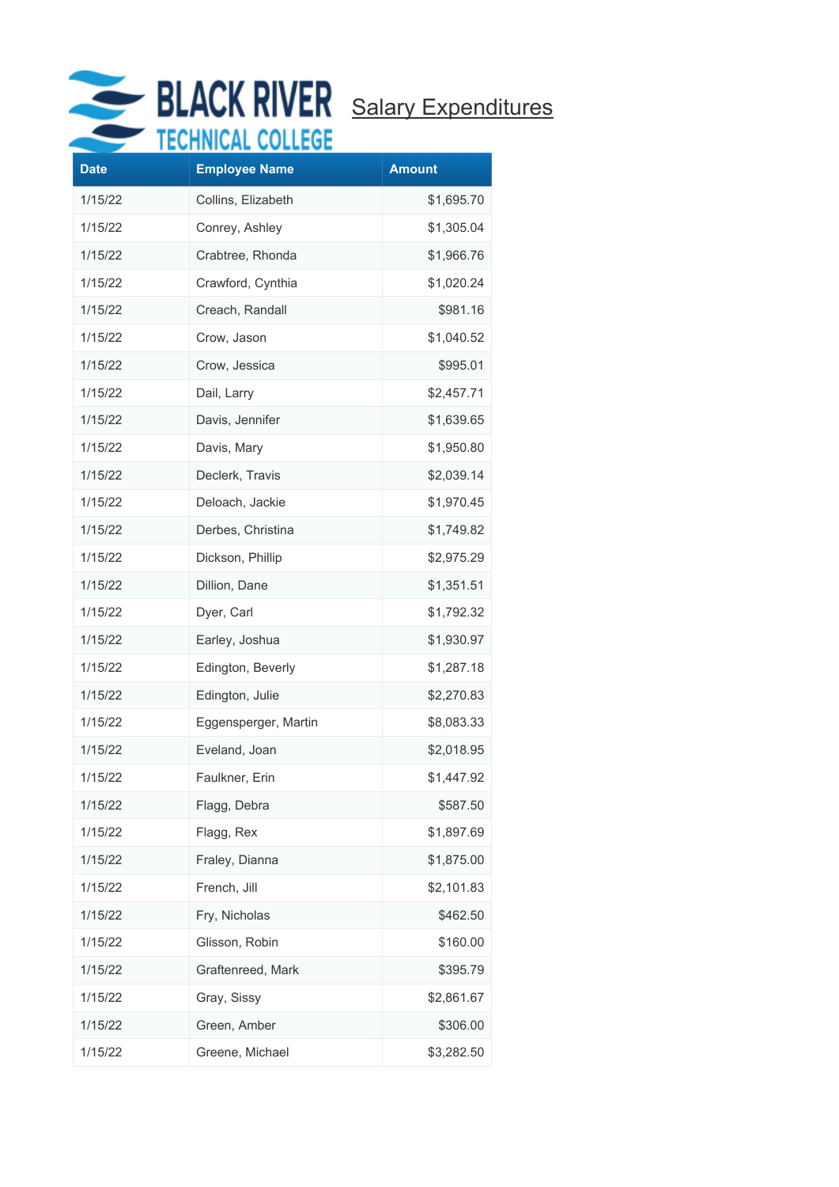BLACK RIVER TECHNICAL COLLEGE

## Salary Expenditures

| Date | Employee Name | Amount |
|---|---|---|
| 1/15/22 | Collins, Elizabeth | $1,695.70 |
| 1/15/22 | Conrey, Ashley | $1,305.04 |
| 1/15/22 | Crabtree, Rhonda | $1,966.76 |
| 1/15/22 | Crawford, Cynthia | $1,020.24 |
| 1/15/22 | Creach, Randall | $981.16 |
| 1/15/22 | Crow, Jason | $1,040.52 |
| 1/15/22 | Crow, Jessica | $995.01 |
| 1/15/22 | Dail, Larry | $2,457.71 |
| 1/15/22 | Davis, Jennifer | $1,639.65 |
| 1/15/22 | Davis, Mary | $1,950.80 |
| 1/15/22 | Declerk, Travis | $2,039.14 |
| 1/15/22 | Deloach, Jackie | $1,970.45 |
| 1/15/22 | Derbes, Christina | $1,749.82 |
| 1/15/22 | Dickson, Phillip | $2,975.29 |
| 1/15/22 | Dillion, Dane | $1,351.51 |
| 1/15/22 | Dyer, Carl | $1,792.32 |
| 1/15/22 | Earley, Joshua | $1,930.97 |
| 1/15/22 | Edington, Beverly | $1,287.18 |
| 1/15/22 | Edington, Julie | $2,270.83 |
| 1/15/22 | Eggensperger, Martin | $8,083.33 |
| 1/15/22 | Eveland, Joan | $2,018.95 |
| 1/15/22 | Faulkner, Erin | $1,447.92 |
| 1/15/22 | Flagg, Debra | $587.50 |
| 1/15/22 | Flagg, Rex | $1,897.69 |
| 1/15/22 | Fraley, Dianna | $1,875.00 |
| 1/15/22 | French, Jill | $2,101.83 |
| 1/15/22 | Fry, Nicholas | $462.50 |
| 1/15/22 | Glisson, Robin | $160.00 |
| 1/15/22 | Graftenreed, Mark | $395.79 |
| 1/15/22 | Gray, Sissy | $2,861.67 |
| 1/15/22 | Green, Amber | $306.00 |
| 1/15/22 | Greene, Michael | $3,282.50 |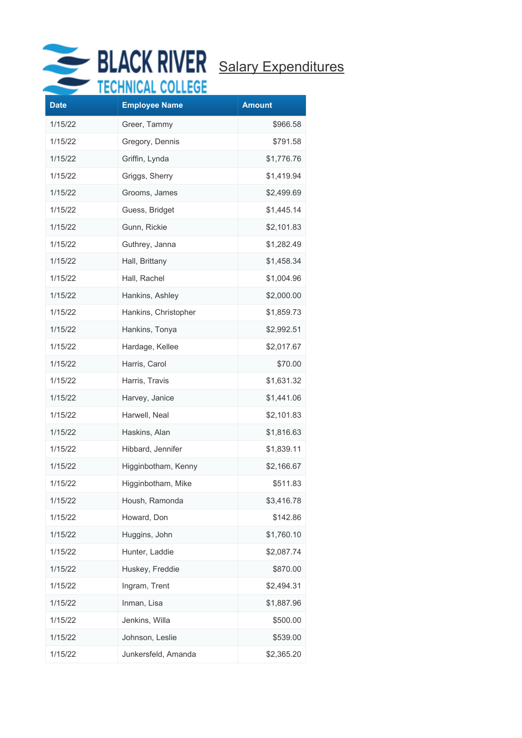BLACK RIVER TECHNICAL COLLEGE

## Salary Expenditures

| Date | Employee Name | Amount |
|---|---|---|
| 1/15/22 | Greer, Tammy | $966.58 |
| 1/15/22 | Gregory, Dennis | $791.58 |
| 1/15/22 | Griffin, Lynda | $1,776.76 |
| 1/15/22 | Griggs, Sherry | $1,419.94 |
| 1/15/22 | Grooms, James | $2,499.69 |
| 1/15/22 | Guess, Bridget | $1,445.14 |
| 1/15/22 | Gunn, Rickie | $2,101.83 |
| 1/15/22 | Guthrey, Janna | $1,282.49 |
| 1/15/22 | Hall, Brittany | $1,458.34 |
| 1/15/22 | Hall, Rachel | $1,004.96 |
| 1/15/22 | Hankins, Ashley | $2,000.00 |
| 1/15/22 | Hankins, Christopher | $1,859.73 |
| 1/15/22 | Hankins, Tonya | $2,992.51 |
| 1/15/22 | Hardage, Kellee | $2,017.67 |
| 1/15/22 | Harris, Carol | $70.00 |
| 1/15/22 | Harris, Travis | $1,631.32 |
| 1/15/22 | Harvey, Janice | $1,441.06 |
| 1/15/22 | Harwell, Neal | $2,101.83 |
| 1/15/22 | Haskins, Alan | $1,816.63 |
| 1/15/22 | Hibbard, Jennifer | $1,839.11 |
| 1/15/22 | Higginbotham, Kenny | $2,166.67 |
| 1/15/22 | Higginbotham, Mike | $511.83 |
| 1/15/22 | Housh, Ramonda | $3,416.78 |
| 1/15/22 | Howard, Don | $142.86 |
| 1/15/22 | Huggins, John | $1,760.10 |
| 1/15/22 | Hunter, Laddie | $2,087.74 |
| 1/15/22 | Huskey, Freddie | $870.00 |
| 1/15/22 | Ingram, Trent | $2,494.31 |
| 1/15/22 | Inman, Lisa | $1,887.96 |
| 1/15/22 | Jenkins, Willa | $500.00 |
| 1/15/22 | Johnson, Leslie | $539.00 |
| 1/15/22 | Junkersfeld, Amanda | $2,365.20 |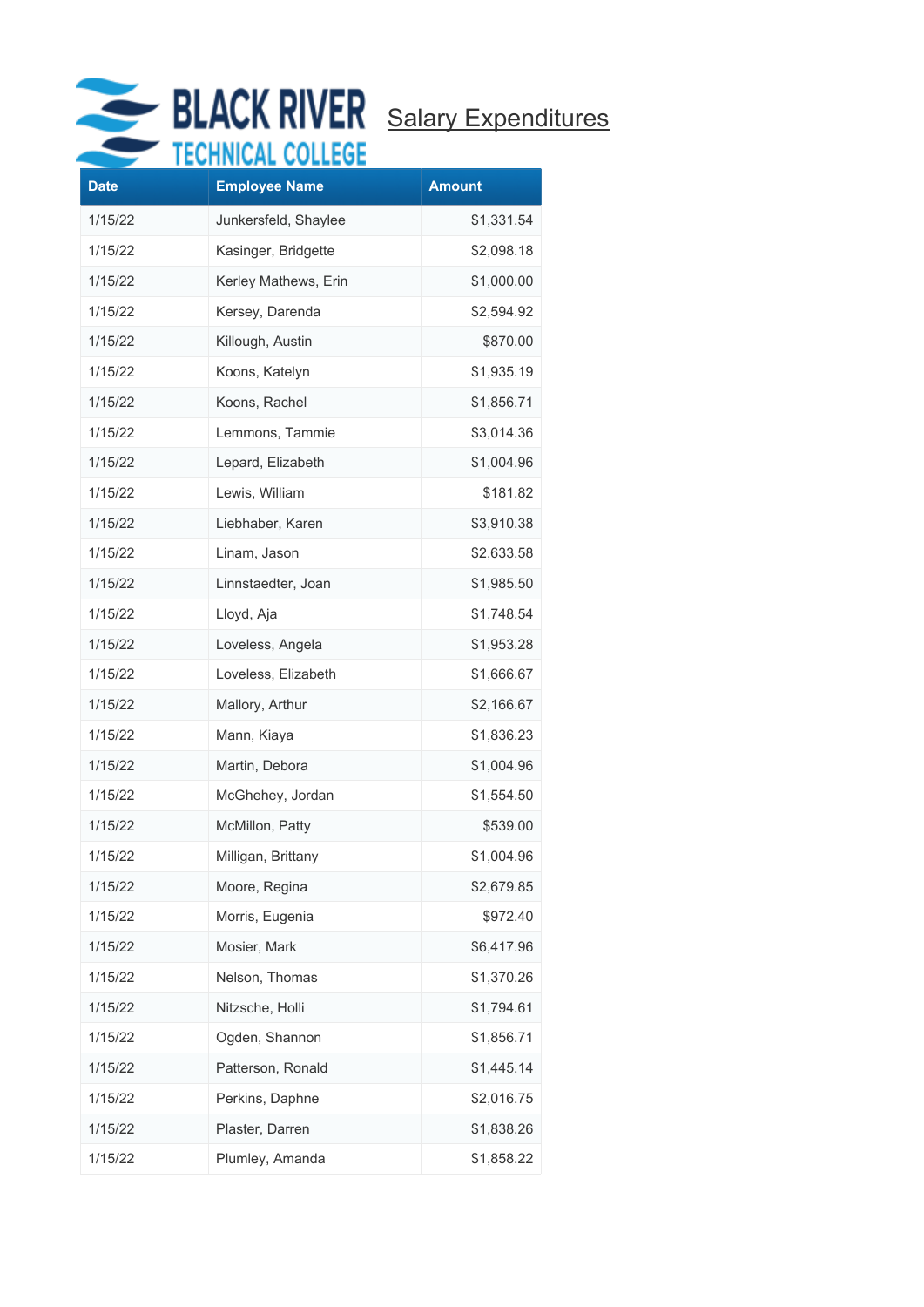BLACK RIVER TECHNICAL COLLEGE

# Salary Expenditures

| Date | Employee Name | Amount |
|---|---|---|
| 1/15/22 | Junkersfeld, Shaylee | $1,331.54 |
| 1/15/22 | Kasinger, Bridgette | $2,098.18 |
| 1/15/22 | Kerley Mathews, Erin | $1,000.00 |
| 1/15/22 | Kersey, Darenda | $2,594.92 |
| 1/15/22 | Killough, Austin | $870.00 |
| 1/15/22 | Koons, Katelyn | $1,935.19 |
| 1/15/22 | Koons, Rachel | $1,856.71 |
| 1/15/22 | Lemmons, Tammie | $3,014.36 |
| 1/15/22 | Lepard, Elizabeth | $1,004.96 |
| 1/15/22 | Lewis, William | $181.82 |
| 1/15/22 | Liebhaber, Karen | $3,910.38 |
| 1/15/22 | Linam, Jason | $2,633.58 |
| 1/15/22 | Linnstaedter, Joan | $1,985.50 |
| 1/15/22 | Lloyd, Aja | $1,748.54 |
| 1/15/22 | Loveless, Angela | $1,953.28 |
| 1/15/22 | Loveless, Elizabeth | $1,666.67 |
| 1/15/22 | Mallory, Arthur | $2,166.67 |
| 1/15/22 | Mann, Kiaya | $1,836.23 |
| 1/15/22 | Martin, Debora | $1,004.96 |
| 1/15/22 | McGhehey, Jordan | $1,554.50 |
| 1/15/22 | McMillon, Patty | $539.00 |
| 1/15/22 | Milligan, Brittany | $1,004.96 |
| 1/15/22 | Moore, Regina | $2,679.85 |
| 1/15/22 | Morris, Eugenia | $972.40 |
| 1/15/22 | Mosier, Mark | $6,417.96 |
| 1/15/22 | Nelson, Thomas | $1,370.26 |
| 1/15/22 | Nitzsche, Holli | $1,794.61 |
| 1/15/22 | Ogden, Shannon | $1,856.71 |
| 1/15/22 | Patterson, Ronald | $1,445.14 |
| 1/15/22 | Perkins, Daphne | $2,016.75 |
| 1/15/22 | Plaster, Darren | $1,838.26 |
| 1/15/22 | Plumley, Amanda | $1,858.22 |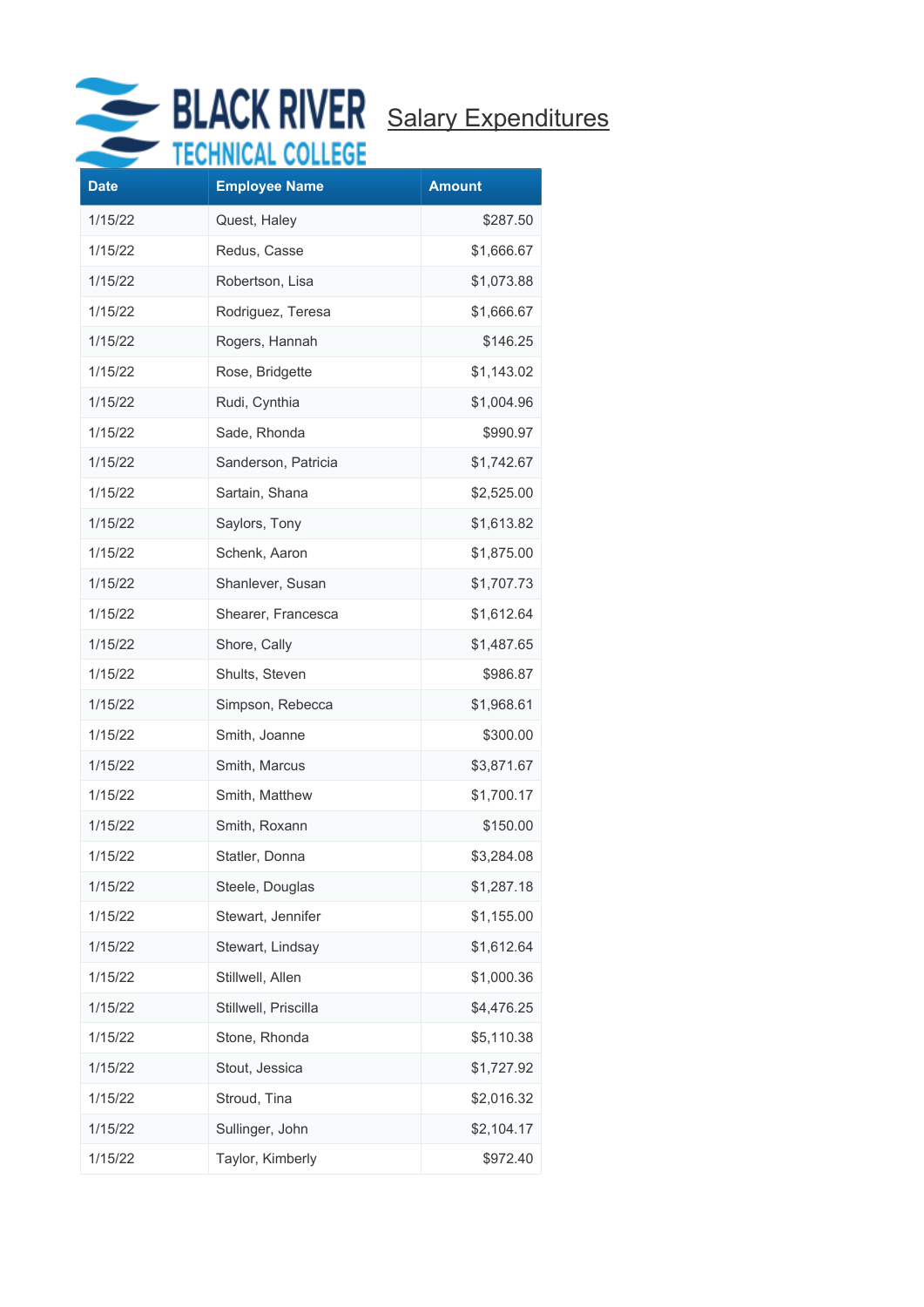BLACK RIVER TECHNICAL COLLEGE

## Salary Expenditures

| Date | Employee Name | Amount |
|---|---|---|
| 1/15/22 | Quest, Haley | $287.50 |
| 1/15/22 | Redus, Casse | $1,666.67 |
| 1/15/22 | Robertson, Lisa | $1,073.88 |
| 1/15/22 | Rodriguez, Teresa | $1,666.67 |
| 1/15/22 | Rogers, Hannah | $146.25 |
| 1/15/22 | Rose, Bridgette | $1,143.02 |
| 1/15/22 | Rudi, Cynthia | $1,004.96 |
| 1/15/22 | Sade, Rhonda | $990.97 |
| 1/15/22 | Sanderson, Patricia | $1,742.67 |
| 1/15/22 | Sartain, Shana | $2,525.00 |
| 1/15/22 | Saylors, Tony | $1,613.82 |
| 1/15/22 | Schenk, Aaron | $1,875.00 |
| 1/15/22 | Shanlever, Susan | $1,707.73 |
| 1/15/22 | Shearer, Francesca | $1,612.64 |
| 1/15/22 | Shore, Cally | $1,487.65 |
| 1/15/22 | Shults, Steven | $986.87 |
| 1/15/22 | Simpson, Rebecca | $1,968.61 |
| 1/15/22 | Smith, Joanne | $300.00 |
| 1/15/22 | Smith, Marcus | $3,871.67 |
| 1/15/22 | Smith, Matthew | $1,700.17 |
| 1/15/22 | Smith, Roxann | $150.00 |
| 1/15/22 | Statler, Donna | $3,284.08 |
| 1/15/22 | Steele, Douglas | $1,287.18 |
| 1/15/22 | Stewart, Jennifer | $1,155.00 |
| 1/15/22 | Stewart, Lindsay | $1,612.64 |
| 1/15/22 | Stillwell, Allen | $1,000.36 |
| 1/15/22 | Stillwell, Priscilla | $4,476.25 |
| 1/15/22 | Stone, Rhonda | $5,110.38 |
| 1/15/22 | Stout, Jessica | $1,727.92 |
| 1/15/22 | Stroud, Tina | $2,016.32 |
| 1/15/22 | Sullinger, John | $2,104.17 |
| 1/15/22 | Taylor, Kimberly | $972.40 |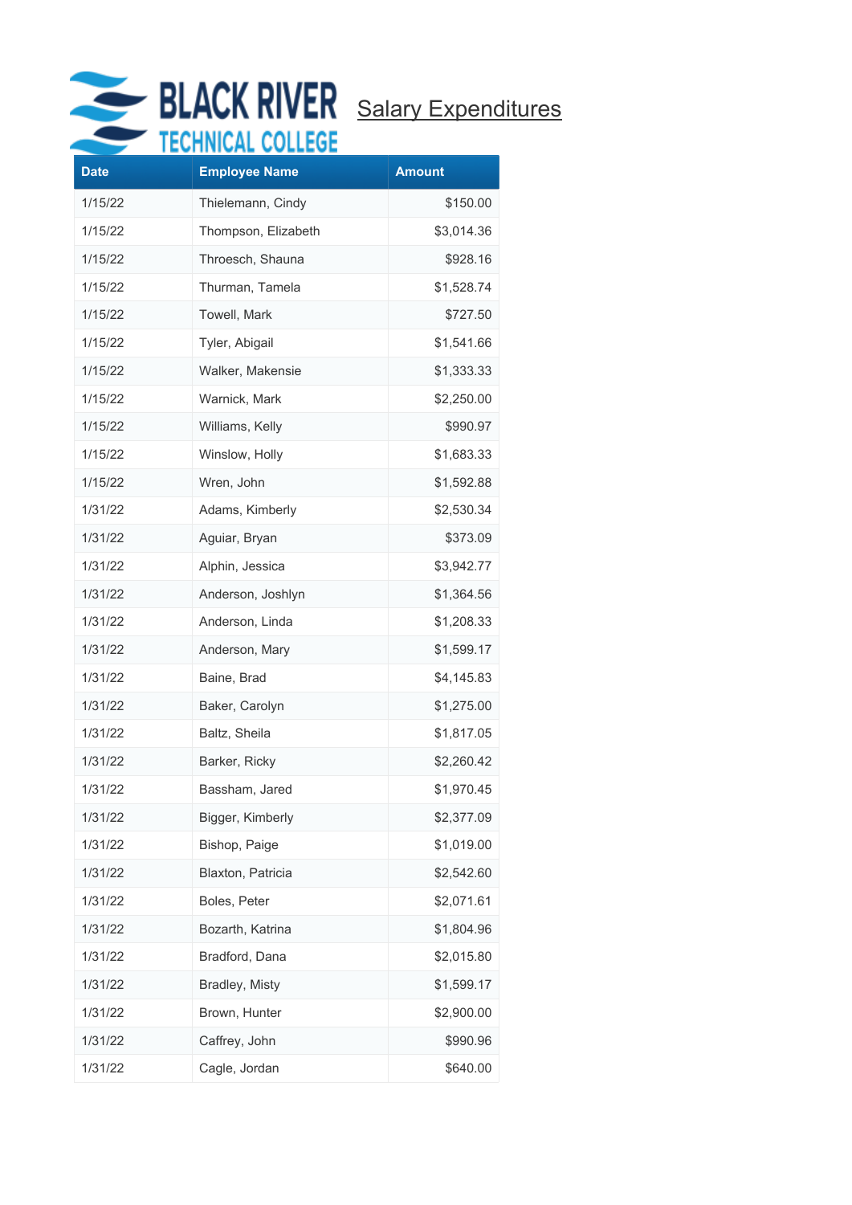BLACK RIVER TECHNICAL COLLEGE

## Salary Expenditures

| Date | Employee Name | Amount |
|---|---|---|
| 1/15/22 | Thielemann, Cindy | $150.00 |
| 1/15/22 | Thompson, Elizabeth | $3,014.36 |
| 1/15/22 | Throesch, Shauna | $928.16 |
| 1/15/22 | Thurman, Tamela | $1,528.74 |
| 1/15/22 | Towell, Mark | $727.50 |
| 1/15/22 | Tyler, Abigail | $1,541.66 |
| 1/15/22 | Walker, Makensie | $1,333.33 |
| 1/15/22 | Warnick, Mark | $2,250.00 |
| 1/15/22 | Williams, Kelly | $990.97 |
| 1/15/22 | Winslow, Holly | $1,683.33 |
| 1/15/22 | Wren, John | $1,592.88 |
| 1/31/22 | Adams, Kimberly | $2,530.34 |
| 1/31/22 | Aguiar, Bryan | $373.09 |
| 1/31/22 | Alphin, Jessica | $3,942.77 |
| 1/31/22 | Anderson, Joshlyn | $1,364.56 |
| 1/31/22 | Anderson, Linda | $1,208.33 |
| 1/31/22 | Anderson, Mary | $1,599.17 |
| 1/31/22 | Baine, Brad | $4,145.83 |
| 1/31/22 | Baker, Carolyn | $1,275.00 |
| 1/31/22 | Baltz, Sheila | $1,817.05 |
| 1/31/22 | Barker, Ricky | $2,260.42 |
| 1/31/22 | Bassham, Jared | $1,970.45 |
| 1/31/22 | Bigger, Kimberly | $2,377.09 |
| 1/31/22 | Bishop, Paige | $1,019.00 |
| 1/31/22 | Blaxton, Patricia | $2,542.60 |
| 1/31/22 | Boles, Peter | $2,071.61 |
| 1/31/22 | Bozarth, Katrina | $1,804.96 |
| 1/31/22 | Bradford, Dana | $2,015.80 |
| 1/31/22 | Bradley, Misty | $1,599.17 |
| 1/31/22 | Brown, Hunter | $2,900.00 |
| 1/31/22 | Caffrey, John | $990.96 |
| 1/31/22 | Cagle, Jordan | $640.00 |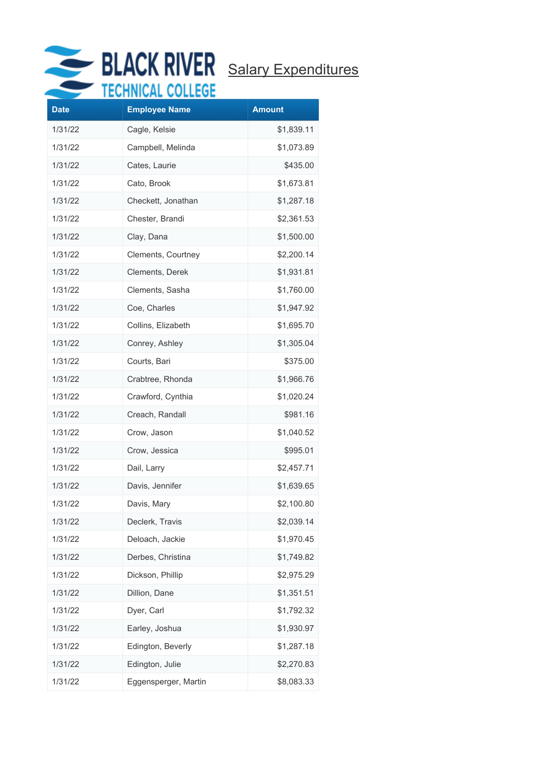BLACK RIVER TECHNICAL COLLEGE

## Salary Expenditures

| Date | Employee Name | Amount |
|---|---|---|
| 1/31/22 | Cagle, Kelsie | $1,839.11 |
| 1/31/22 | Campbell, Melinda | $1,073.89 |
| 1/31/22 | Cates, Laurie | $435.00 |
| 1/31/22 | Cato, Brook | $1,673.81 |
| 1/31/22 | Checkett, Jonathan | $1,287.18 |
| 1/31/22 | Chester, Brandi | $2,361.53 |
| 1/31/22 | Clay, Dana | $1,500.00 |
| 1/31/22 | Clements, Courtney | $2,200.14 |
| 1/31/22 | Clements, Derek | $1,931.81 |
| 1/31/22 | Clements, Sasha | $1,760.00 |
| 1/31/22 | Coe, Charles | $1,947.92 |
| 1/31/22 | Collins, Elizabeth | $1,695.70 |
| 1/31/22 | Conrey, Ashley | $1,305.04 |
| 1/31/22 | Courts, Bari | $375.00 |
| 1/31/22 | Crabtree, Rhonda | $1,966.76 |
| 1/31/22 | Crawford, Cynthia | $1,020.24 |
| 1/31/22 | Creach, Randall | $981.16 |
| 1/31/22 | Crow, Jason | $1,040.52 |
| 1/31/22 | Crow, Jessica | $995.01 |
| 1/31/22 | Dail, Larry | $2,457.71 |
| 1/31/22 | Davis, Jennifer | $1,639.65 |
| 1/31/22 | Davis, Mary | $2,100.80 |
| 1/31/22 | Declerk, Travis | $2,039.14 |
| 1/31/22 | Deloach, Jackie | $1,970.45 |
| 1/31/22 | Derbes, Christina | $1,749.82 |
| 1/31/22 | Dickson, Phillip | $2,975.29 |
| 1/31/22 | Dillion, Dane | $1,351.51 |
| 1/31/22 | Dyer, Carl | $1,792.32 |
| 1/31/22 | Earley, Joshua | $1,930.97 |
| 1/31/22 | Edington, Beverly | $1,287.18 |
| 1/31/22 | Edington, Julie | $2,270.83 |
| 1/31/22 | Eggensperger, Martin | $8,083.33 |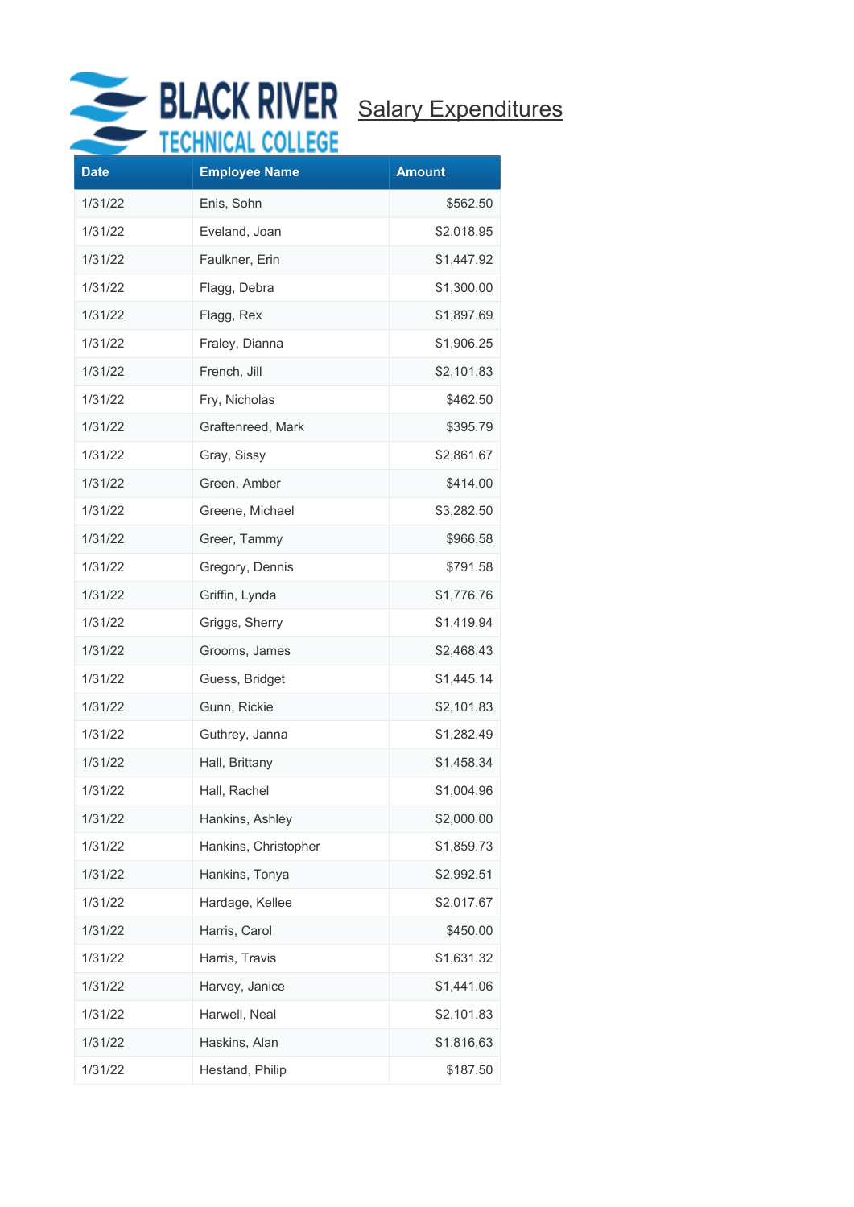BLACK RIVER TECHNICAL COLLEGE

# Salary Expenditures

| Date | Employee Name | Amount |
| --- | --- | --- |
| 1/31/22 | Enis, Sohn | $562.50 |
| 1/31/22 | Eveland, Joan | $2,018.95 |
| 1/31/22 | Faulkner, Erin | $1,447.92 |
| 1/31/22 | Flagg, Debra | $1,300.00 |
| 1/31/22 | Flagg, Rex | $1,897.69 |
| 1/31/22 | Fraley, Dianna | $1,906.25 |
| 1/31/22 | French, Jill | $2,101.83 |
| 1/31/22 | Fry, Nicholas | $462.50 |
| 1/31/22 | Graftenreed, Mark | $395.79 |
| 1/31/22 | Gray, Sissy | $2,861.67 |
| 1/31/22 | Green, Amber | $414.00 |
| 1/31/22 | Greene, Michael | $3,282.50 |
| 1/31/22 | Greer, Tammy | $966.58 |
| 1/31/22 | Gregory, Dennis | $791.58 |
| 1/31/22 | Griffin, Lynda | $1,776.76 |
| 1/31/22 | Griggs, Sherry | $1,419.94 |
| 1/31/22 | Grooms, James | $2,468.43 |
| 1/31/22 | Guess, Bridget | $1,445.14 |
| 1/31/22 | Gunn, Rickie | $2,101.83 |
| 1/31/22 | Guthrey, Janna | $1,282.49 |
| 1/31/22 | Hall, Brittany | $1,458.34 |
| 1/31/22 | Hall, Rachel | $1,004.96 |
| 1/31/22 | Hankins, Ashley | $2,000.00 |
| 1/31/22 | Hankins, Christopher | $1,859.73 |
| 1/31/22 | Hankins, Tonya | $2,992.51 |
| 1/31/22 | Hardage, Kellee | $2,017.67 |
| 1/31/22 | Harris, Carol | $450.00 |
| 1/31/22 | Harris, Travis | $1,631.32 |
| 1/31/22 | Harvey, Janice | $1,441.06 |
| 1/31/22 | Harwell, Neal | $2,101.83 |
| 1/31/22 | Haskins, Alan | $1,816.63 |
| 1/31/22 | Hestand, Philip | $187.50 |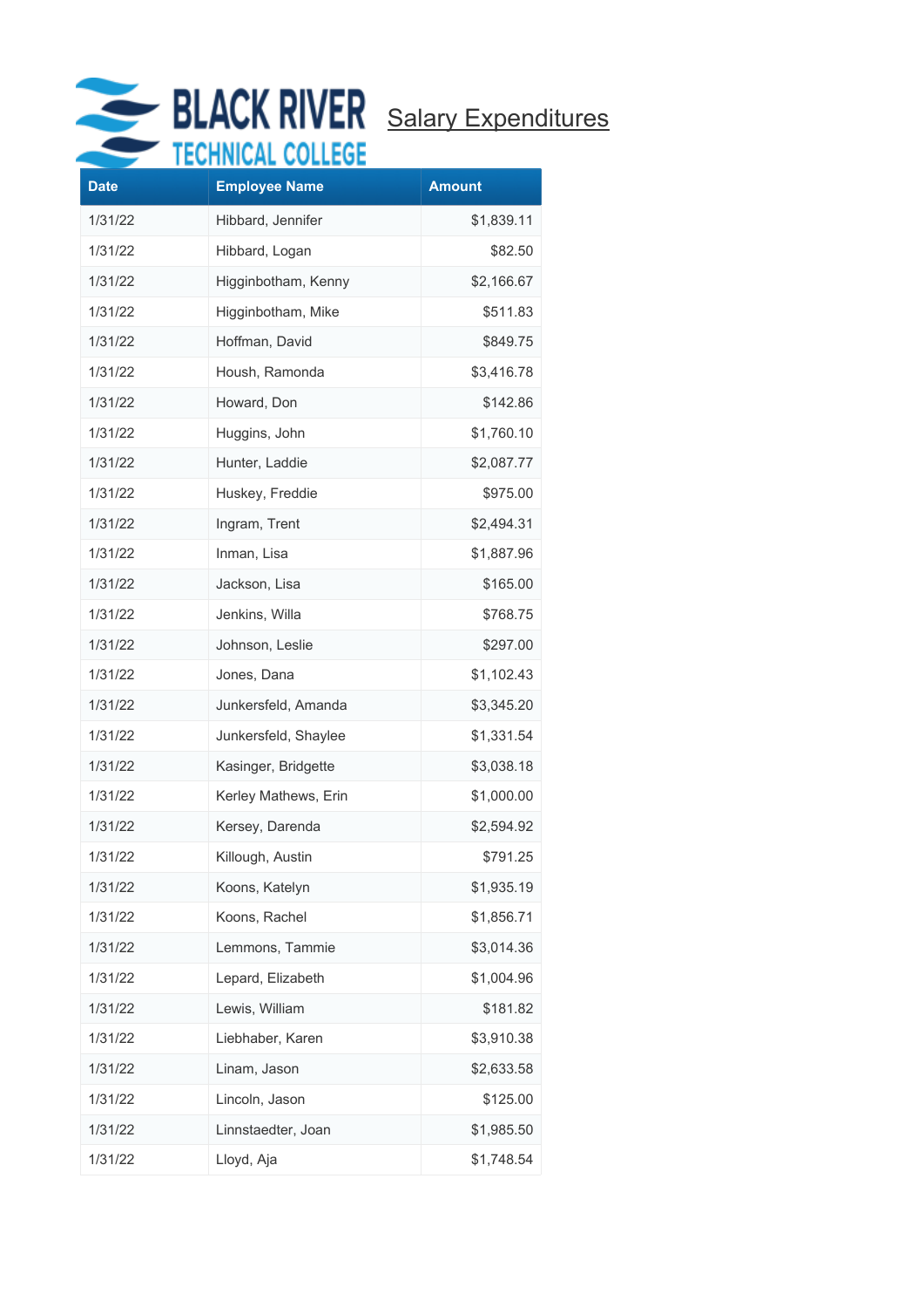BLACK RIVER TECHNICAL COLLEGE

# Salary Expenditures

| Date | Employee Name | Amount |
|---|---|---|
| 1/31/22 | Hibbard, Jennifer | $1,839.11 |
| 1/31/22 | Hibbard, Logan | $82.50 |
| 1/31/22 | Higginbotham, Kenny | $2,166.67 |
| 1/31/22 | Higginbotham, Mike | $511.83 |
| 1/31/22 | Hoffman, David | $849.75 |
| 1/31/22 | Housh, Ramonda | $3,416.78 |
| 1/31/22 | Howard, Don | $142.86 |
| 1/31/22 | Huggins, John | $1,760.10 |
| 1/31/22 | Hunter, Laddie | $2,087.77 |
| 1/31/22 | Huskey, Freddie | $975.00 |
| 1/31/22 | Ingram, Trent | $2,494.31 |
| 1/31/22 | Inman, Lisa | $1,887.96 |
| 1/31/22 | Jackson, Lisa | $165.00 |
| 1/31/22 | Jenkins, Willa | $768.75 |
| 1/31/22 | Johnson, Leslie | $297.00 |
| 1/31/22 | Jones, Dana | $1,102.43 |
| 1/31/22 | Junkersfeld, Amanda | $3,345.20 |
| 1/31/22 | Junkersfeld, Shaylee | $1,331.54 |
| 1/31/22 | Kasinger, Bridgette | $3,038.18 |
| 1/31/22 | Kerley Mathews, Erin | $1,000.00 |
| 1/31/22 | Kersey, Darenda | $2,594.92 |
| 1/31/22 | Killough, Austin | $791.25 |
| 1/31/22 | Koons, Katelyn | $1,935.19 |
| 1/31/22 | Koons, Rachel | $1,856.71 |
| 1/31/22 | Lemmons, Tammie | $3,014.36 |
| 1/31/22 | Lepard, Elizabeth | $1,004.96 |
| 1/31/22 | Lewis, William | $181.82 |
| 1/31/22 | Liebhaber, Karen | $3,910.38 |
| 1/31/22 | Linam, Jason | $2,633.58 |
| 1/31/22 | Lincoln, Jason | $125.00 |
| 1/31/22 | Linnstaedter, Joan | $1,985.50 |
| 1/31/22 | Lloyd, Aja | $1,748.54 |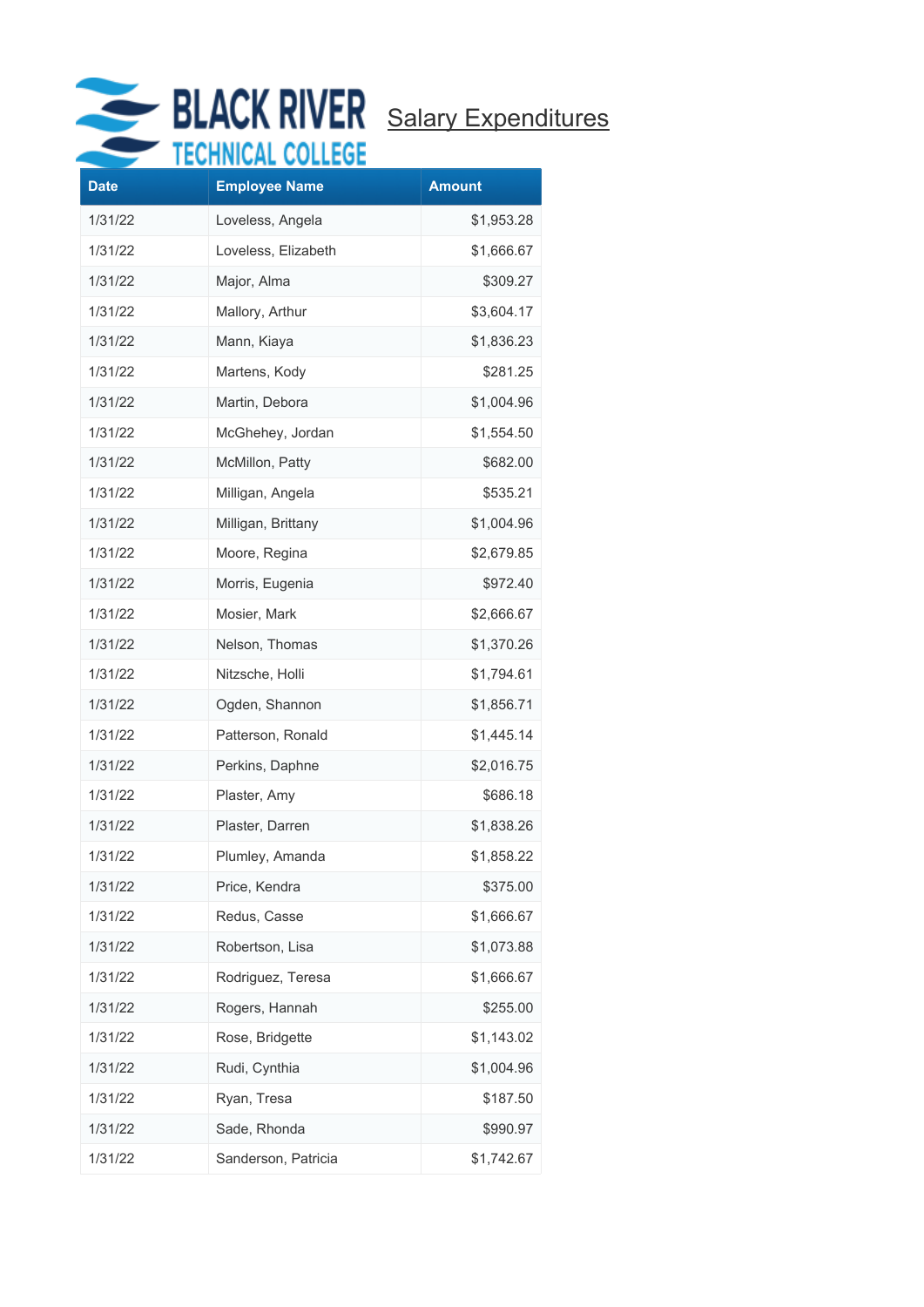BLACK RIVER TECHNICAL COLLEGE

## Salary Expenditures

| Date | Employee Name | Amount |
|---|---|---|
| 1/31/22 | Loveless, Angela | $1,953.28 |
| 1/31/22 | Loveless, Elizabeth | $1,666.67 |
| 1/31/22 | Major, Alma | $309.27 |
| 1/31/22 | Mallory, Arthur | $3,604.17 |
| 1/31/22 | Mann, Kiaya | $1,836.23 |
| 1/31/22 | Martens, Kody | $281.25 |
| 1/31/22 | Martin, Debora | $1,004.96 |
| 1/31/22 | McGhehey, Jordan | $1,554.50 |
| 1/31/22 | McMillon, Patty | $682.00 |
| 1/31/22 | Milligan, Angela | $535.21 |
| 1/31/22 | Milligan, Brittany | $1,004.96 |
| 1/31/22 | Moore, Regina | $2,679.85 |
| 1/31/22 | Morris, Eugenia | $972.40 |
| 1/31/22 | Mosier, Mark | $2,666.67 |
| 1/31/22 | Nelson, Thomas | $1,370.26 |
| 1/31/22 | Nitzsche, Holli | $1,794.61 |
| 1/31/22 | Ogden, Shannon | $1,856.71 |
| 1/31/22 | Patterson, Ronald | $1,445.14 |
| 1/31/22 | Perkins, Daphne | $2,016.75 |
| 1/31/22 | Plaster, Amy | $686.18 |
| 1/31/22 | Plaster, Darren | $1,838.26 |
| 1/31/22 | Plumley, Amanda | $1,858.22 |
| 1/31/22 | Price, Kendra | $375.00 |
| 1/31/22 | Redus, Casse | $1,666.67 |
| 1/31/22 | Robertson, Lisa | $1,073.88 |
| 1/31/22 | Rodriguez, Teresa | $1,666.67 |
| 1/31/22 | Rogers, Hannah | $255.00 |
| 1/31/22 | Rose, Bridgette | $1,143.02 |
| 1/31/22 | Rudi, Cynthia | $1,004.96 |
| 1/31/22 | Ryan, Tresa | $187.50 |
| 1/31/22 | Sade, Rhonda | $990.97 |
| 1/31/22 | Sanderson, Patricia | $1,742.67 |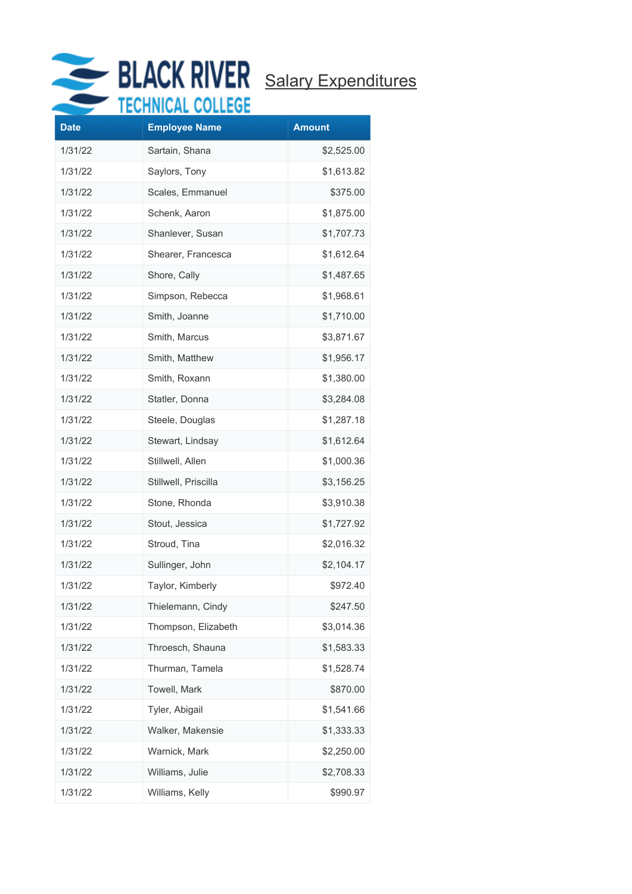BLACK RIVER TECHNICAL COLLEGE

## Salary Expenditures

| Date | Employee Name | Amount |
|---|---|---|
| 1/31/22 | Sartain, Shana | $2,525.00 |
| 1/31/22 | Saylors, Tony | $1,613.82 |
| 1/31/22 | Scales, Emmanuel | $375.00 |
| 1/31/22 | Schenk, Aaron | $1,875.00 |
| 1/31/22 | Shanlever, Susan | $1,707.73 |
| 1/31/22 | Shearer, Francesca | $1,612.64 |
| 1/31/22 | Shore, Cally | $1,487.65 |
| 1/31/22 | Simpson, Rebecca | $1,968.61 |
| 1/31/22 | Smith, Joanne | $1,710.00 |
| 1/31/22 | Smith, Marcus | $3,871.67 |
| 1/31/22 | Smith, Matthew | $1,956.17 |
| 1/31/22 | Smith, Roxann | $1,380.00 |
| 1/31/22 | Statler, Donna | $3,284.08 |
| 1/31/22 | Steele, Douglas | $1,287.18 |
| 1/31/22 | Stewart, Lindsay | $1,612.64 |
| 1/31/22 | Stillwell, Allen | $1,000.36 |
| 1/31/22 | Stillwell, Priscilla | $3,156.25 |
| 1/31/22 | Stone, Rhonda | $3,910.38 |
| 1/31/22 | Stout, Jessica | $1,727.92 |
| 1/31/22 | Stroud, Tina | $2,016.32 |
| 1/31/22 | Sullinger, John | $2,104.17 |
| 1/31/22 | Taylor, Kimberly | $972.40 |
| 1/31/22 | Thielemann, Cindy | $247.50 |
| 1/31/22 | Thompson, Elizabeth | $3,014.36 |
| 1/31/22 | Throesch, Shauna | $1,583.33 |
| 1/31/22 | Thurman, Tamela | $1,528.74 |
| 1/31/22 | Towell, Mark | $870.00 |
| 1/31/22 | Tyler, Abigail | $1,541.66 |
| 1/31/22 | Walker, Makensie | $1,333.33 |
| 1/31/22 | Warnick, Mark | $2,250.00 |
| 1/31/22 | Williams, Julie | $2,708.33 |
| 1/31/22 | Williams, Kelly | $990.97 |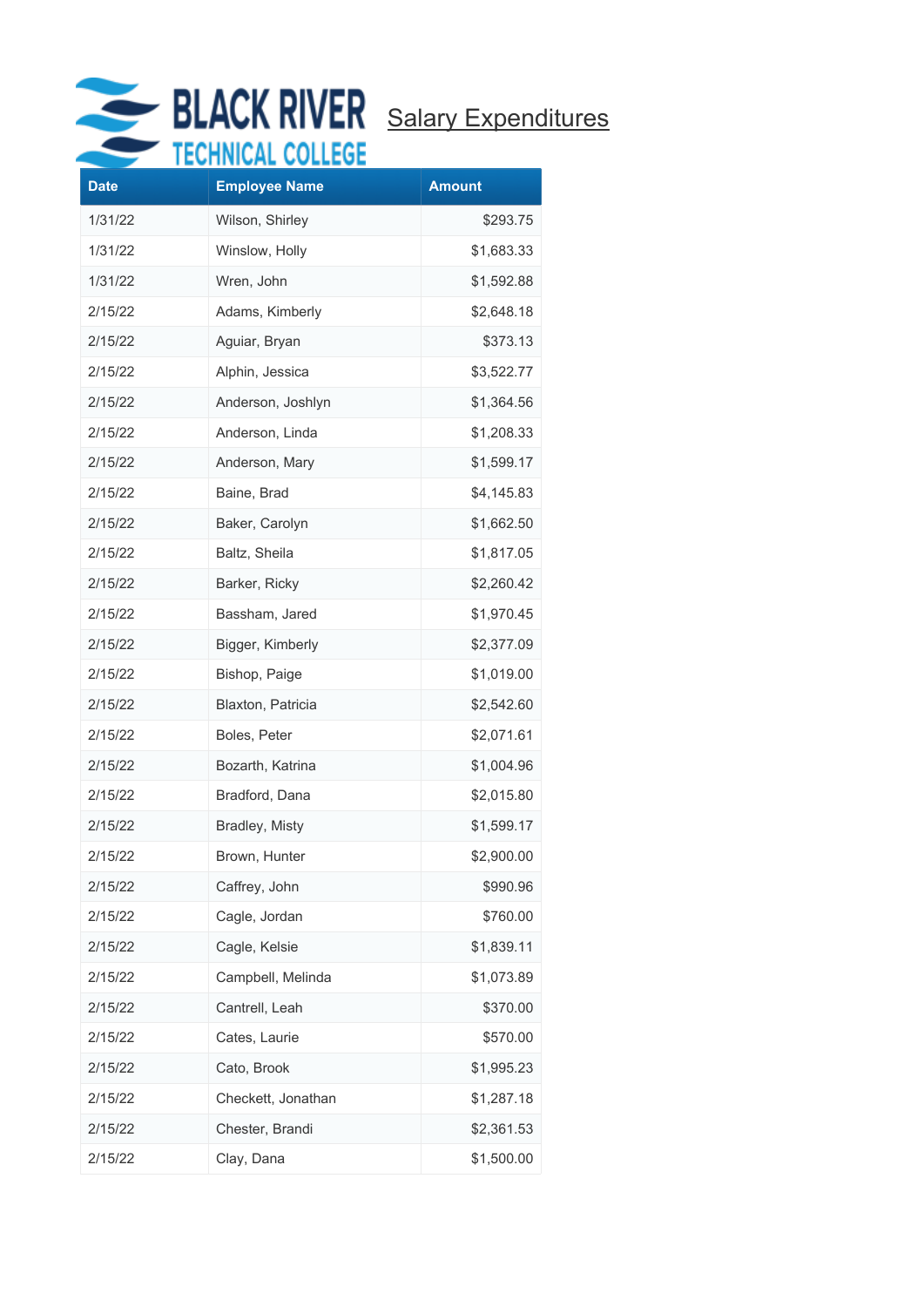BLACK RIVER TECHNICAL COLLEGE

Salary Expenditures

| Date | Employee Name | Amount |
|---|---|---|
| 1/31/22 | Wilson, Shirley | $293.75 |
| 1/31/22 | Winslow, Holly | $1,683.33 |
| 1/31/22 | Wren, John | $1,592.88 |
| 2/15/22 | Adams, Kimberly | $2,648.18 |
| 2/15/22 | Aguiar, Bryan | $373.13 |
| 2/15/22 | Alphin, Jessica | $3,522.77 |
| 2/15/22 | Anderson, Joshlyn | $1,364.56 |
| 2/15/22 | Anderson, Linda | $1,208.33 |
| 2/15/22 | Anderson, Mary | $1,599.17 |
| 2/15/22 | Baine, Brad | $4,145.83 |
| 2/15/22 | Baker, Carolyn | $1,662.50 |
| 2/15/22 | Baltz, Sheila | $1,817.05 |
| 2/15/22 | Barker, Ricky | $2,260.42 |
| 2/15/22 | Bassham, Jared | $1,970.45 |
| 2/15/22 | Bigger, Kimberly | $2,377.09 |
| 2/15/22 | Bishop, Paige | $1,019.00 |
| 2/15/22 | Blaxton, Patricia | $2,542.60 |
| 2/15/22 | Boles, Peter | $2,071.61 |
| 2/15/22 | Bozarth, Katrina | $1,004.96 |
| 2/15/22 | Bradford, Dana | $2,015.80 |
| 2/15/22 | Bradley, Misty | $1,599.17 |
| 2/15/22 | Brown, Hunter | $2,900.00 |
| 2/15/22 | Caffrey, John | $990.96 |
| 2/15/22 | Cagle, Jordan | $760.00 |
| 2/15/22 | Cagle, Kelsie | $1,839.11 |
| 2/15/22 | Campbell, Melinda | $1,073.89 |
| 2/15/22 | Cantrell, Leah | $370.00 |
| 2/15/22 | Cates, Laurie | $570.00 |
| 2/15/22 | Cato, Brook | $1,995.23 |
| 2/15/22 | Checkett, Jonathan | $1,287.18 |
| 2/15/22 | Chester, Brandi | $2,361.53 |
| 2/15/22 | Clay, Dana | $1,500.00 |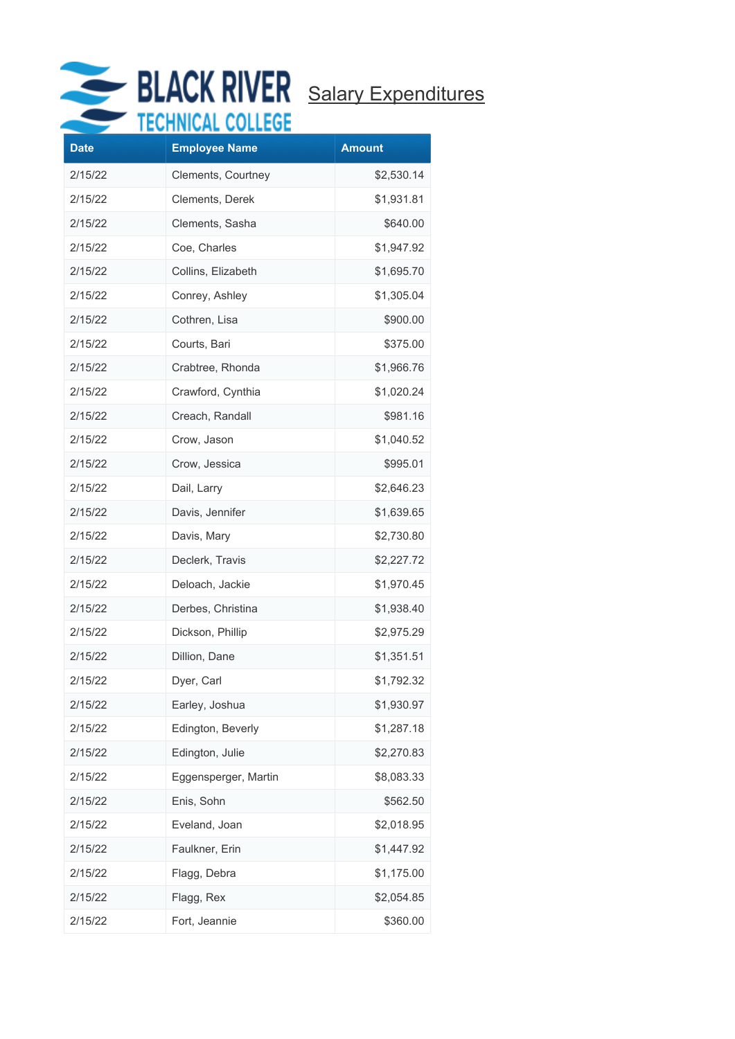BLACK RIVER TECHNICAL COLLEGE

## Salary Expenditures

| Date | Employee Name | Amount |
|---|---|---|
| 2/15/22 | Clements, Courtney | $2,530.14 |
| 2/15/22 | Clements, Derek | $1,931.81 |
| 2/15/22 | Clements, Sasha | $640.00 |
| 2/15/22 | Coe, Charles | $1,947.92 |
| 2/15/22 | Collins, Elizabeth | $1,695.70 |
| 2/15/22 | Conrey, Ashley | $1,305.04 |
| 2/15/22 | Cothren, Lisa | $900.00 |
| 2/15/22 | Courts, Bari | $375.00 |
| 2/15/22 | Crabtree, Rhonda | $1,966.76 |
| 2/15/22 | Crawford, Cynthia | $1,020.24 |
| 2/15/22 | Creach, Randall | $981.16 |
| 2/15/22 | Crow, Jason | $1,040.52 |
| 2/15/22 | Crow, Jessica | $995.01 |
| 2/15/22 | Dail, Larry | $2,646.23 |
| 2/15/22 | Davis, Jennifer | $1,639.65 |
| 2/15/22 | Davis, Mary | $2,730.80 |
| 2/15/22 | Declerk, Travis | $2,227.72 |
| 2/15/22 | Deloach, Jackie | $1,970.45 |
| 2/15/22 | Derbes, Christina | $1,938.40 |
| 2/15/22 | Dickson, Phillip | $2,975.29 |
| 2/15/22 | Dillion, Dane | $1,351.51 |
| 2/15/22 | Dyer, Carl | $1,792.32 |
| 2/15/22 | Earley, Joshua | $1,930.97 |
| 2/15/22 | Edington, Beverly | $1,287.18 |
| 2/15/22 | Edington, Julie | $2,270.83 |
| 2/15/22 | Eggensperger, Martin | $8,083.33 |
| 2/15/22 | Enis, Sohn | $562.50 |
| 2/15/22 | Eveland, Joan | $2,018.95 |
| 2/15/22 | Faulkner, Erin | $1,447.92 |
| 2/15/22 | Flagg, Debra | $1,175.00 |
| 2/15/22 | Flagg, Rex | $2,054.85 |
| 2/15/22 | Fort, Jeannie | $360.00 |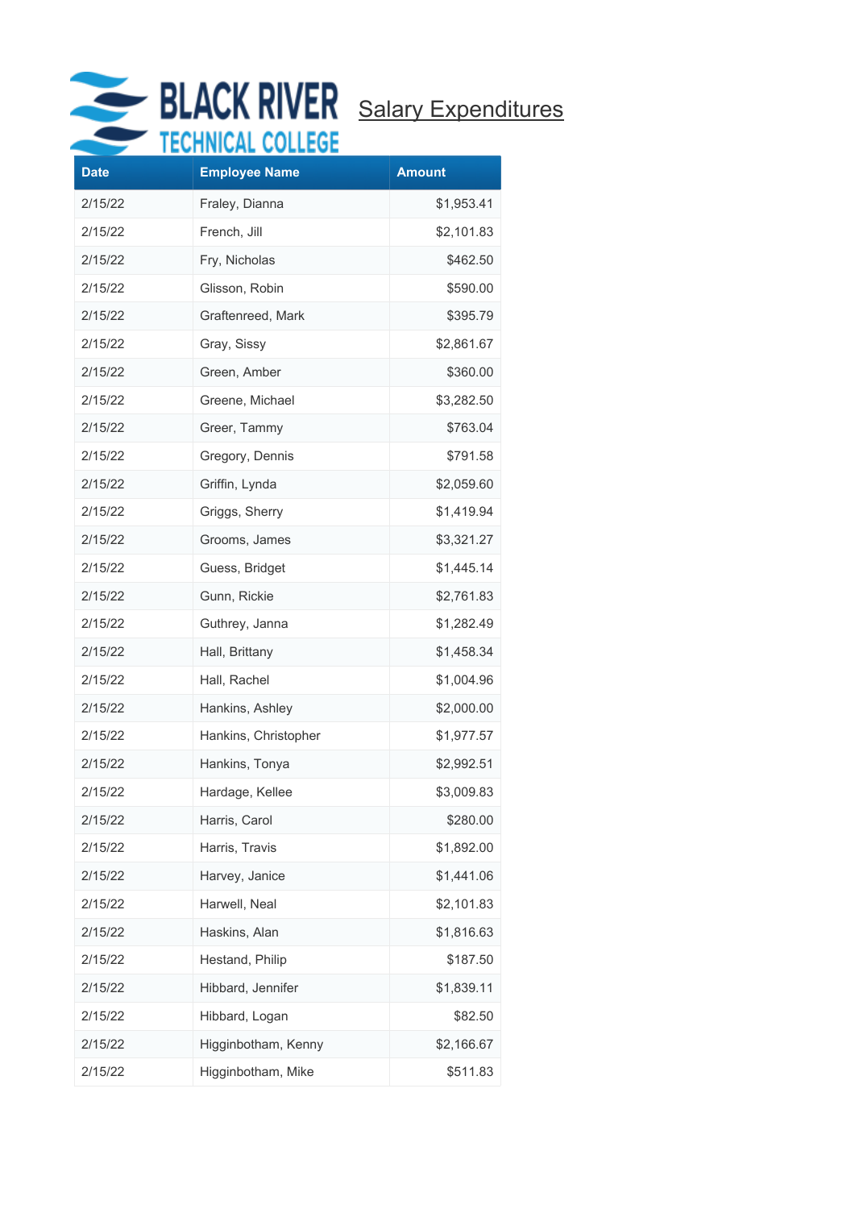BLACK RIVER TECHNICAL COLLEGE

# Salary Expenditures

| Date | Employee Name | Amount |
|---|---|---|
| 2/15/22 | Fraley, Dianna | $1,953.41 |
| 2/15/22 | French, Jill | $2,101.83 |
| 2/15/22 | Fry, Nicholas | $462.50 |
| 2/15/22 | Glisson, Robin | $590.00 |
| 2/15/22 | Graftenreed, Mark | $395.79 |
| 2/15/22 | Gray, Sissy | $2,861.67 |
| 2/15/22 | Green, Amber | $360.00 |
| 2/15/22 | Greene, Michael | $3,282.50 |
| 2/15/22 | Greer, Tammy | $763.04 |
| 2/15/22 | Gregory, Dennis | $791.58 |
| 2/15/22 | Griffin, Lynda | $2,059.60 |
| 2/15/22 | Griggs, Sherry | $1,419.94 |
| 2/15/22 | Grooms, James | $3,321.27 |
| 2/15/22 | Guess, Bridget | $1,445.14 |
| 2/15/22 | Gunn, Rickie | $2,761.83 |
| 2/15/22 | Guthrey, Janna | $1,282.49 |
| 2/15/22 | Hall, Brittany | $1,458.34 |
| 2/15/22 | Hall, Rachel | $1,004.96 |
| 2/15/22 | Hankins, Ashley | $2,000.00 |
| 2/15/22 | Hankins, Christopher | $1,977.57 |
| 2/15/22 | Hankins, Tonya | $2,992.51 |
| 2/15/22 | Hardage, Kellee | $3,009.83 |
| 2/15/22 | Harris, Carol | $280.00 |
| 2/15/22 | Harris, Travis | $1,892.00 |
| 2/15/22 | Harvey, Janice | $1,441.06 |
| 2/15/22 | Harwell, Neal | $2,101.83 |
| 2/15/22 | Haskins, Alan | $1,816.63 |
| 2/15/22 | Hestand, Philip | $187.50 |
| 2/15/22 | Hibbard, Jennifer | $1,839.11 |
| 2/15/22 | Hibbard, Logan | $82.50 |
| 2/15/22 | Higginbotham, Kenny | $2,166.67 |
| 2/15/22 | Higginbotham, Mike | $511.83 |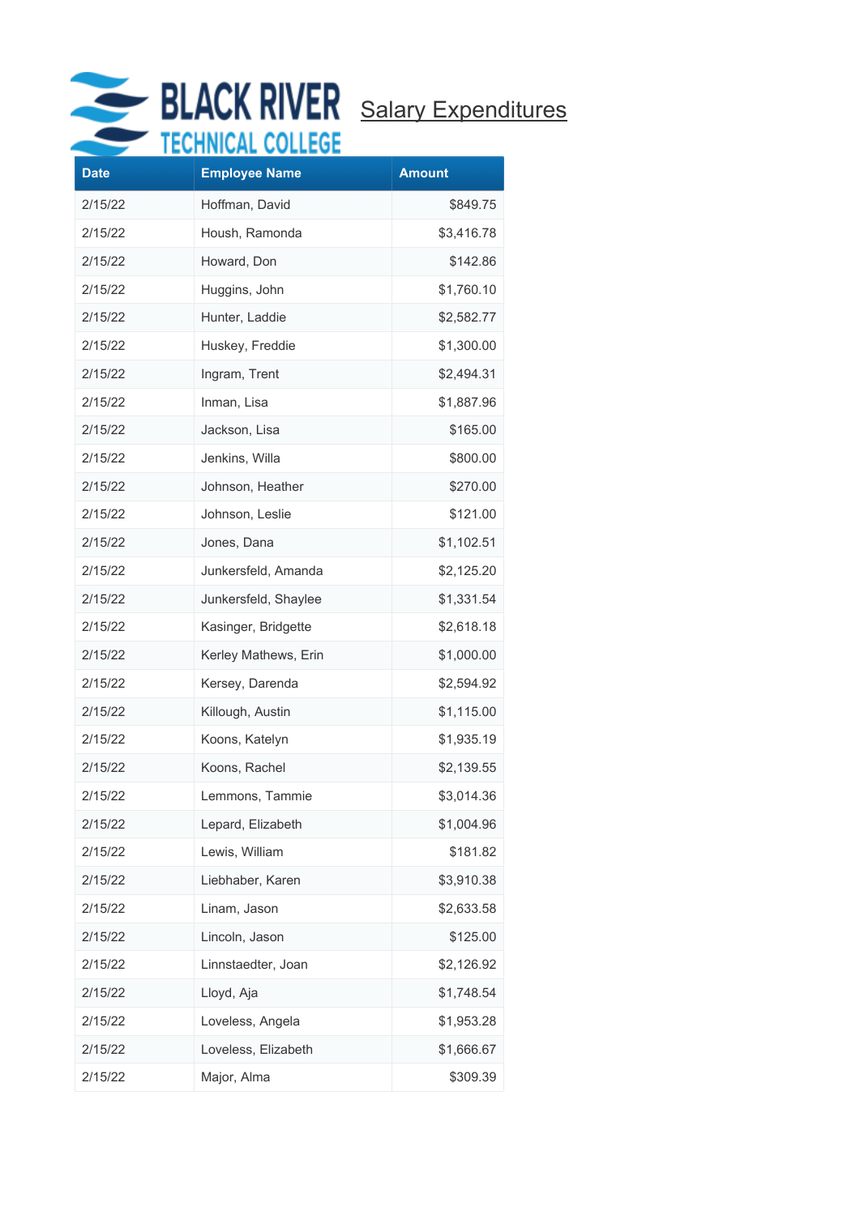BLACK RIVER TECHNICAL COLLEGE

## Salary Expenditures

| Date | Employee Name | Amount |
|---|---|---|
| 2/15/22 | Hoffman, David | $849.75 |
| 2/15/22 | Housh, Ramonda | $3,416.78 |
| 2/15/22 | Howard, Don | $142.86 |
| 2/15/22 | Huggins, John | $1,760.10 |
| 2/15/22 | Hunter, Laddie | $2,582.77 |
| 2/15/22 | Huskey, Freddie | $1,300.00 |
| 2/15/22 | Ingram, Trent | $2,494.31 |
| 2/15/22 | Inman, Lisa | $1,887.96 |
| 2/15/22 | Jackson, Lisa | $165.00 |
| 2/15/22 | Jenkins, Willa | $800.00 |
| 2/15/22 | Johnson, Heather | $270.00 |
| 2/15/22 | Johnson, Leslie | $121.00 |
| 2/15/22 | Jones, Dana | $1,102.51 |
| 2/15/22 | Junkersfeld, Amanda | $2,125.20 |
| 2/15/22 | Junkersfeld, Shaylee | $1,331.54 |
| 2/15/22 | Kasinger, Bridgette | $2,618.18 |
| 2/15/22 | Kerley Mathews, Erin | $1,000.00 |
| 2/15/22 | Kersey, Darenda | $2,594.92 |
| 2/15/22 | Killough, Austin | $1,115.00 |
| 2/15/22 | Koons, Katelyn | $1,935.19 |
| 2/15/22 | Koons, Rachel | $2,139.55 |
| 2/15/22 | Lemmons, Tammie | $3,014.36 |
| 2/15/22 | Lepard, Elizabeth | $1,004.96 |
| 2/15/22 | Lewis, William | $181.82 |
| 2/15/22 | Liebhaber, Karen | $3,910.38 |
| 2/15/22 | Linam, Jason | $2,633.58 |
| 2/15/22 | Lincoln, Jason | $125.00 |
| 2/15/22 | Linnstaedter, Joan | $2,126.92 |
| 2/15/22 | Lloyd, Aja | $1,748.54 |
| 2/15/22 | Loveless, Angela | $1,953.28 |
| 2/15/22 | Loveless, Elizabeth | $1,666.67 |
| 2/15/22 | Major, Alma | $309.39 |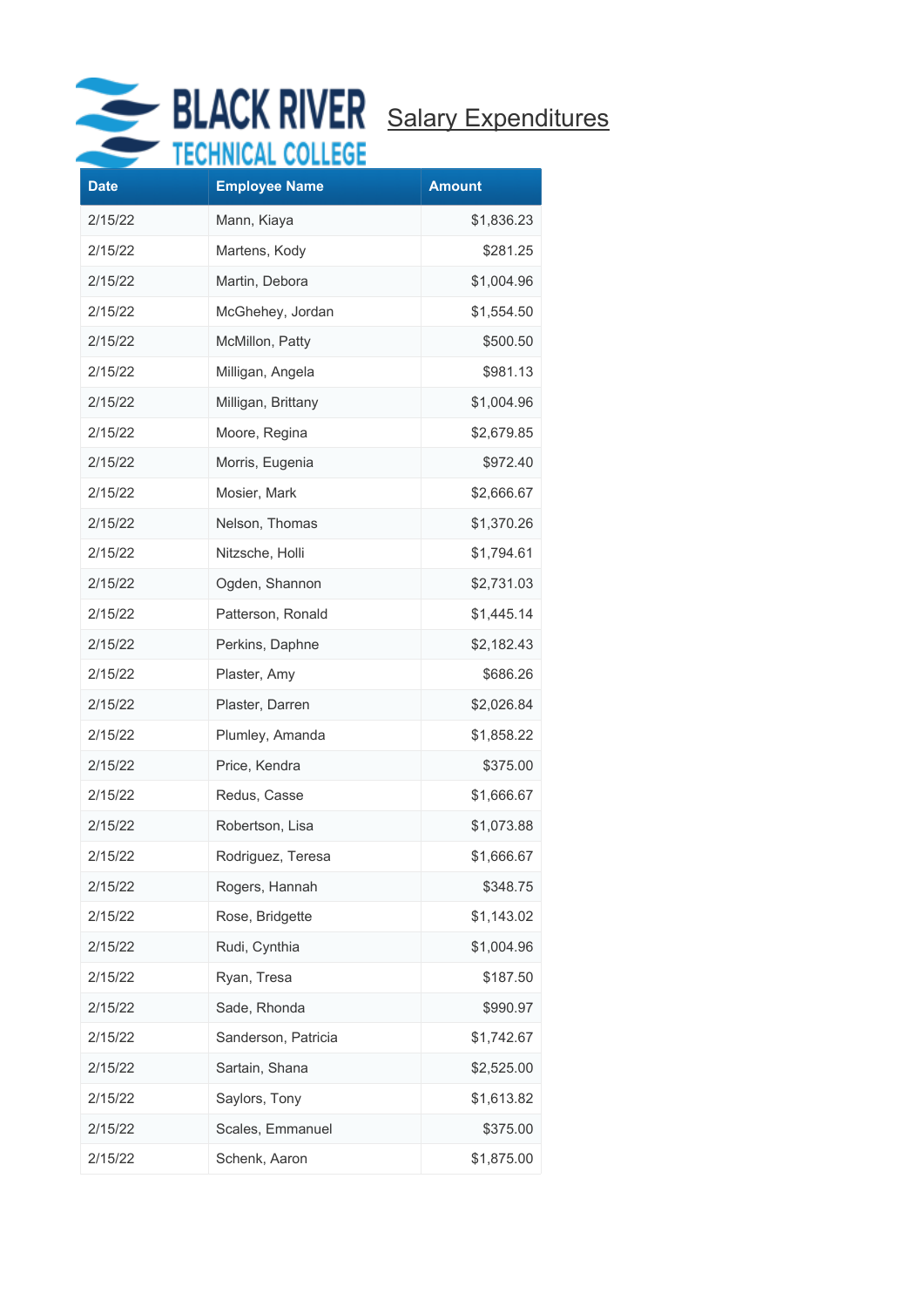BLACK RIVER TECHNICAL COLLEGE

## Salary Expenditures

| Date | Employee Name | Amount |
|---|---|---|
| 2/15/22 | Mann, Kiaya | $1,836.23 |
| 2/15/22 | Martens, Kody | $281.25 |
| 2/15/22 | Martin, Debora | $1,004.96 |
| 2/15/22 | McGhehey, Jordan | $1,554.50 |
| 2/15/22 | McMillon, Patty | $500.50 |
| 2/15/22 | Milligan, Angela | $981.13 |
| 2/15/22 | Milligan, Brittany | $1,004.96 |
| 2/15/22 | Moore, Regina | $2,679.85 |
| 2/15/22 | Morris, Eugenia | $972.40 |
| 2/15/22 | Mosier, Mark | $2,666.67 |
| 2/15/22 | Nelson, Thomas | $1,370.26 |
| 2/15/22 | Nitzsche, Holli | $1,794.61 |
| 2/15/22 | Ogden, Shannon | $2,731.03 |
| 2/15/22 | Patterson, Ronald | $1,445.14 |
| 2/15/22 | Perkins, Daphne | $2,182.43 |
| 2/15/22 | Plaster, Amy | $686.26 |
| 2/15/22 | Plaster, Darren | $2,026.84 |
| 2/15/22 | Plumley, Amanda | $1,858.22 |
| 2/15/22 | Price, Kendra | $375.00 |
| 2/15/22 | Redus, Casse | $1,666.67 |
| 2/15/22 | Robertson, Lisa | $1,073.88 |
| 2/15/22 | Rodriguez, Teresa | $1,666.67 |
| 2/15/22 | Rogers, Hannah | $348.75 |
| 2/15/22 | Rose, Bridgette | $1,143.02 |
| 2/15/22 | Rudi, Cynthia | $1,004.96 |
| 2/15/22 | Ryan, Tresa | $187.50 |
| 2/15/22 | Sade, Rhonda | $990.97 |
| 2/15/22 | Sanderson, Patricia | $1,742.67 |
| 2/15/22 | Sartain, Shana | $2,525.00 |
| 2/15/22 | Saylors, Tony | $1,613.82 |
| 2/15/22 | Scales, Emmanuel | $375.00 |
| 2/15/22 | Schenk, Aaron | $1,875.00 |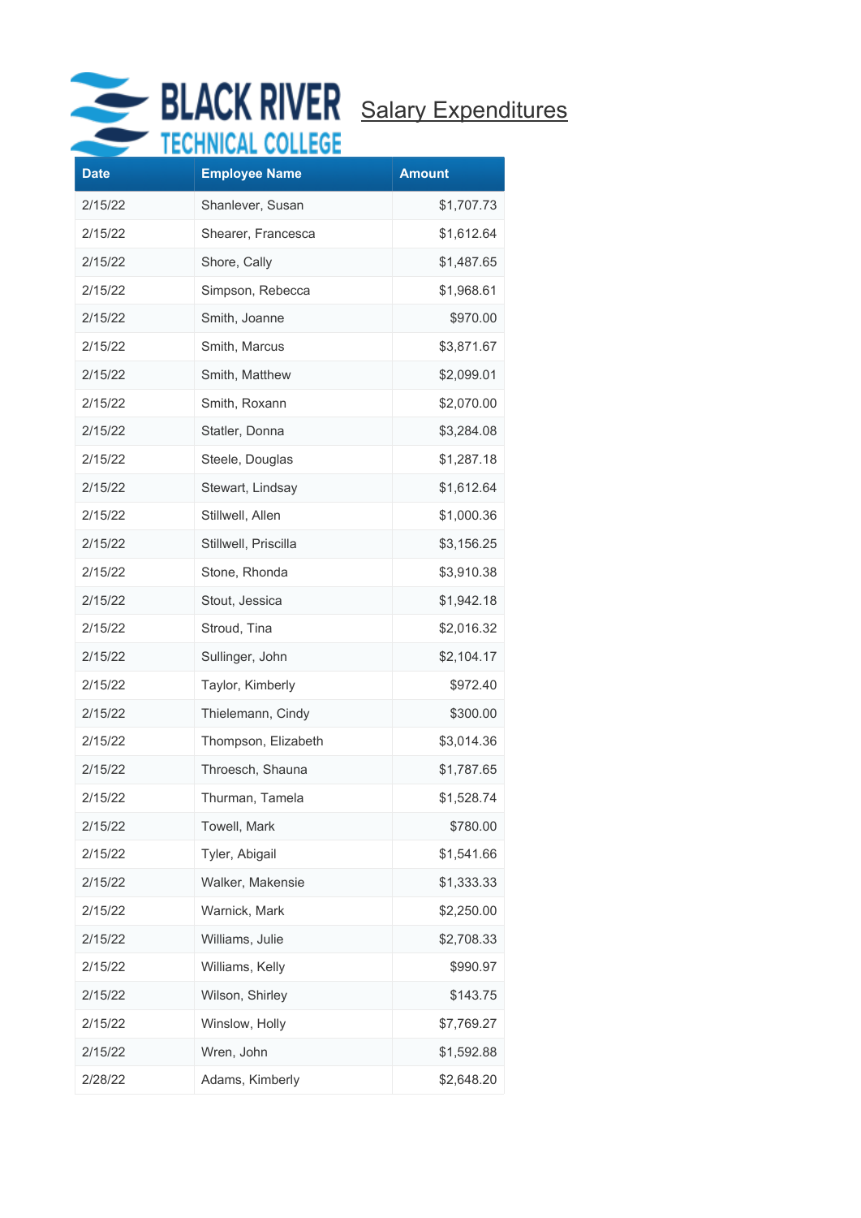BLACK RIVER TECHNICAL COLLEGE

## Salary Expenditures

| Date | Employee Name | Amount |
|---|---|---|
| 2/15/22 | Shanlever, Susan | $1,707.73 |
| 2/15/22 | Shearer, Francesca | $1,612.64 |
| 2/15/22 | Shore, Cally | $1,487.65 |
| 2/15/22 | Simpson, Rebecca | $1,968.61 |
| 2/15/22 | Smith, Joanne | $970.00 |
| 2/15/22 | Smith, Marcus | $3,871.67 |
| 2/15/22 | Smith, Matthew | $2,099.01 |
| 2/15/22 | Smith, Roxann | $2,070.00 |
| 2/15/22 | Statler, Donna | $3,284.08 |
| 2/15/22 | Steele, Douglas | $1,287.18 |
| 2/15/22 | Stewart, Lindsay | $1,612.64 |
| 2/15/22 | Stillwell, Allen | $1,000.36 |
| 2/15/22 | Stillwell, Priscilla | $3,156.25 |
| 2/15/22 | Stone, Rhonda | $3,910.38 |
| 2/15/22 | Stout, Jessica | $1,942.18 |
| 2/15/22 | Stroud, Tina | $2,016.32 |
| 2/15/22 | Sullinger, John | $2,104.17 |
| 2/15/22 | Taylor, Kimberly | $972.40 |
| 2/15/22 | Thielemann, Cindy | $300.00 |
| 2/15/22 | Thompson, Elizabeth | $3,014.36 |
| 2/15/22 | Throesch, Shauna | $1,787.65 |
| 2/15/22 | Thurman, Tamela | $1,528.74 |
| 2/15/22 | Towell, Mark | $780.00 |
| 2/15/22 | Tyler, Abigail | $1,541.66 |
| 2/15/22 | Walker, Makensie | $1,333.33 |
| 2/15/22 | Warnick, Mark | $2,250.00 |
| 2/15/22 | Williams, Julie | $2,708.33 |
| 2/15/22 | Williams, Kelly | $990.97 |
| 2/15/22 | Wilson, Shirley | $143.75 |
| 2/15/22 | Winslow, Holly | $7,769.27 |
| 2/15/22 | Wren, John | $1,592.88 |
| 2/28/22 | Adams, Kimberly | $2,648.20 |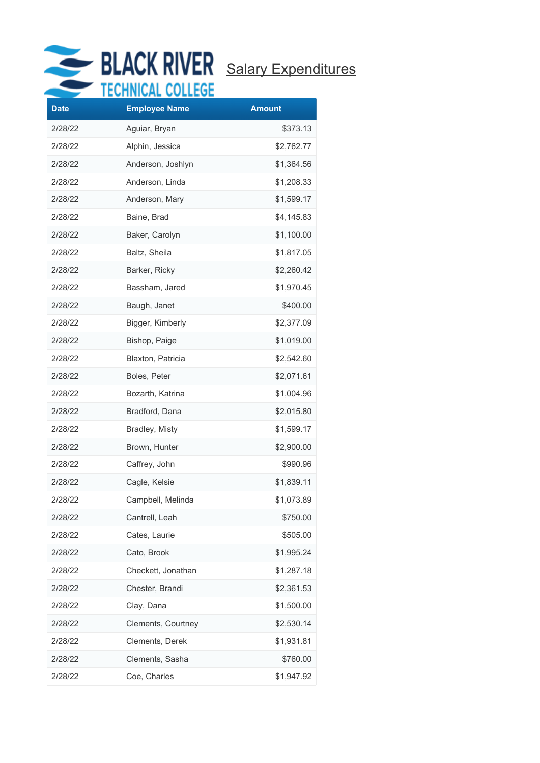# Salary Expenditures

| Date | Employee Name | Amount |
|---|---|---|
| 2/28/22 | Aguiar, Bryan | $373.13 |
| 2/28/22 | Alphin, Jessica | $2,762.77 |
| 2/28/22 | Anderson, Joshlyn | $1,364.56 |
| 2/28/22 | Anderson, Linda | $1,208.33 |
| 2/28/22 | Anderson, Mary | $1,599.17 |
| 2/28/22 | Baine, Brad | $4,145.83 |
| 2/28/22 | Baker, Carolyn | $1,100.00 |
| 2/28/22 | Baltz, Sheila | $1,817.05 |
| 2/28/22 | Barker, Ricky | $2,260.42 |
| 2/28/22 | Bassham, Jared | $1,970.45 |
| 2/28/22 | Baugh, Janet | $400.00 |
| 2/28/22 | Bigger, Kimberly | $2,377.09 |
| 2/28/22 | Bishop, Paige | $1,019.00 |
| 2/28/22 | Blaxton, Patricia | $2,542.60 |
| 2/28/22 | Boles, Peter | $2,071.61 |
| 2/28/22 | Bozarth, Katrina | $1,004.96 |
| 2/28/22 | Bradford, Dana | $2,015.80 |
| 2/28/22 | Bradley, Misty | $1,599.17 |
| 2/28/22 | Brown, Hunter | $2,900.00 |
| 2/28/22 | Caffrey, John | $990.96 |
| 2/28/22 | Cagle, Kelsie | $1,839.11 |
| 2/28/22 | Campbell, Melinda | $1,073.89 |
| 2/28/22 | Cantrell, Leah | $750.00 |
| 2/28/22 | Cates, Laurie | $505.00 |
| 2/28/22 | Cato, Brook | $1,995.24 |
| 2/28/22 | Checkett, Jonathan | $1,287.18 |
| 2/28/22 | Chester, Brandi | $2,361.53 |
| 2/28/22 | Clay, Dana | $1,500.00 |
| 2/28/22 | Clements, Courtney | $2,530.14 |
| 2/28/22 | Clements, Derek | $1,931.81 |
| 2/28/22 | Clements, Sasha | $760.00 |
| 2/28/22 | Coe, Charles | $1,947.92 |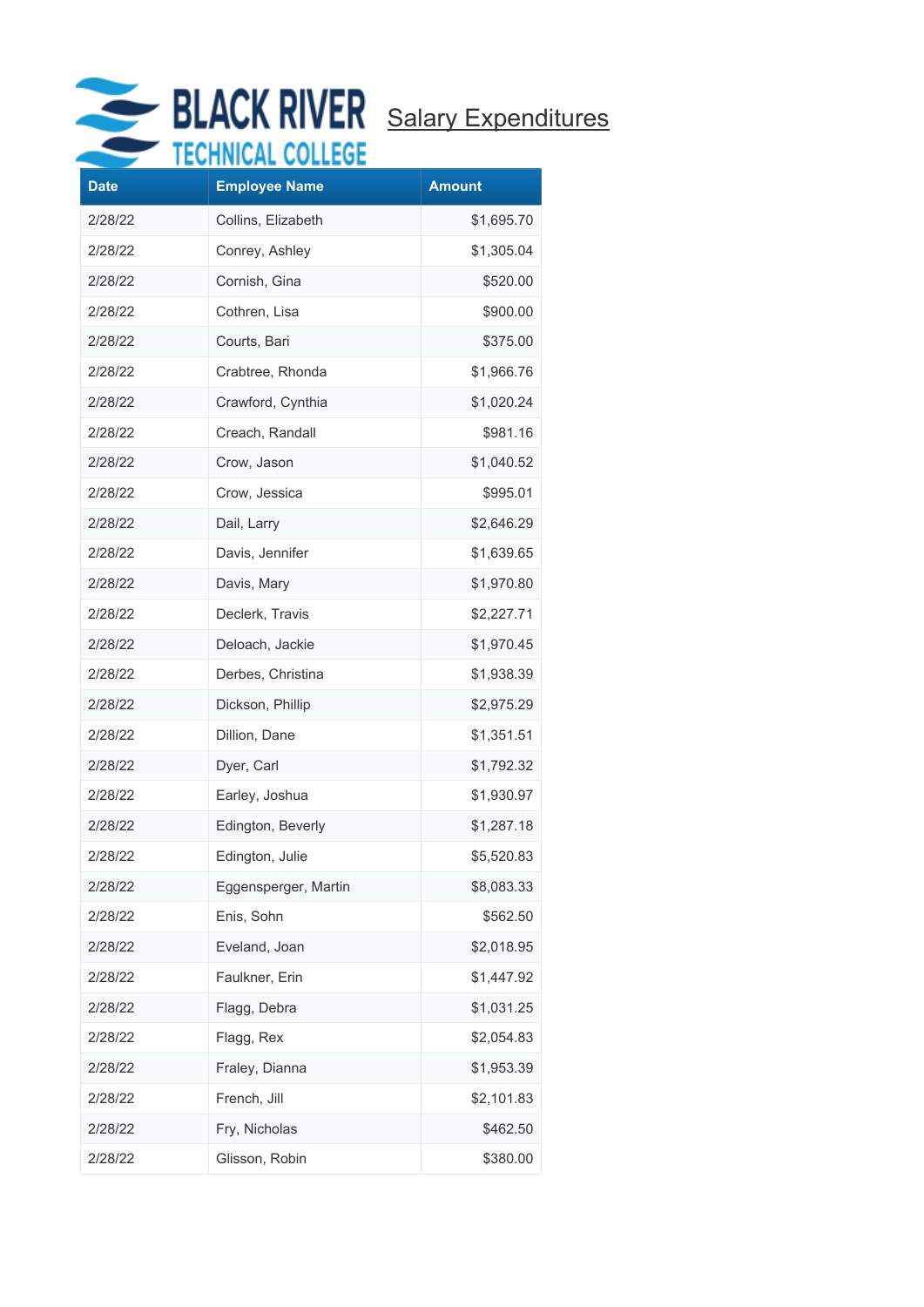BLACK RIVER TECHNICAL COLLEGE

## Salary Expenditures

| Date | Employee Name | Amount |
|---|---|---|
| 2/28/22 | Collins, Elizabeth | $1,695.70 |
| 2/28/22 | Conrey, Ashley | $1,305.04 |
| 2/28/22 | Cornish, Gina | $520.00 |
| 2/28/22 | Cothren, Lisa | $900.00 |
| 2/28/22 | Courts, Bari | $375.00 |
| 2/28/22 | Crabtree, Rhonda | $1,966.76 |
| 2/28/22 | Crawford, Cynthia | $1,020.24 |
| 2/28/22 | Creach, Randall | $981.16 |
| 2/28/22 | Crow, Jason | $1,040.52 |
| 2/28/22 | Crow, Jessica | $995.01 |
| 2/28/22 | Dail, Larry | $2,646.29 |
| 2/28/22 | Davis, Jennifer | $1,639.65 |
| 2/28/22 | Davis, Mary | $1,970.80 |
| 2/28/22 | Declerk, Travis | $2,227.71 |
| 2/28/22 | Deloach, Jackie | $1,970.45 |
| 2/28/22 | Derbes, Christina | $1,938.39 |
| 2/28/22 | Dickson, Phillip | $2,975.29 |
| 2/28/22 | Dillion, Dane | $1,351.51 |
| 2/28/22 | Dyer, Carl | $1,792.32 |
| 2/28/22 | Earley, Joshua | $1,930.97 |
| 2/28/22 | Edington, Beverly | $1,287.18 |
| 2/28/22 | Edington, Julie | $5,520.83 |
| 2/28/22 | Eggensperger, Martin | $8,083.33 |
| 2/28/22 | Enis, Sohn | $562.50 |
| 2/28/22 | Eveland, Joan | $2,018.95 |
| 2/28/22 | Faulkner, Erin | $1,447.92 |
| 2/28/22 | Flagg, Debra | $1,031.25 |
| 2/28/22 | Flagg, Rex | $2,054.83 |
| 2/28/22 | Fraley, Dianna | $1,953.39 |
| 2/28/22 | French, Jill | $2,101.83 |
| 2/28/22 | Fry, Nicholas | $462.50 |
| 2/28/22 | Glisson, Robin | $380.00 |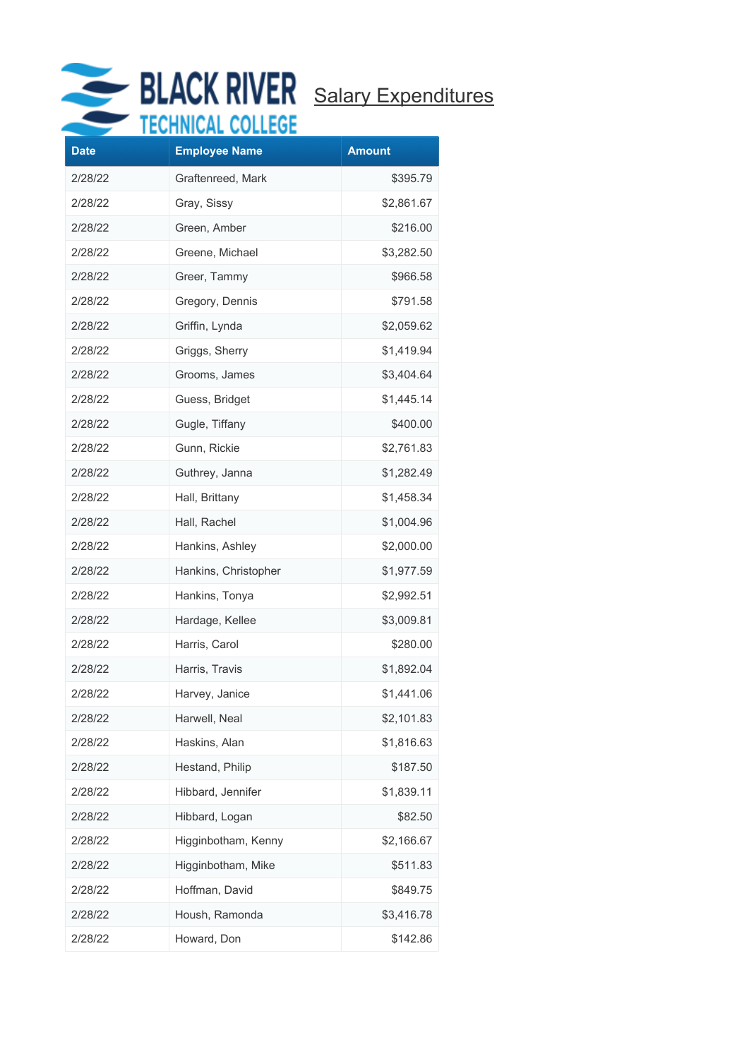BLACK RIVER TECHNICAL COLLEGE

Salary Expenditures

| Date | Employee Name | Amount |
|---|---|---|
| 2/28/22 | Graftenreed, Mark | $395.79 |
| 2/28/22 | Gray, Sissy | $2,861.67 |
| 2/28/22 | Green, Amber | $216.00 |
| 2/28/22 | Greene, Michael | $3,282.50 |
| 2/28/22 | Greer, Tammy | $966.58 |
| 2/28/22 | Gregory, Dennis | $791.58 |
| 2/28/22 | Griffin, Lynda | $2,059.62 |
| 2/28/22 | Griggs, Sherry | $1,419.94 |
| 2/28/22 | Grooms, James | $3,404.64 |
| 2/28/22 | Guess, Bridget | $1,445.14 |
| 2/28/22 | Gugle, Tiffany | $400.00 |
| 2/28/22 | Gunn, Rickie | $2,761.83 |
| 2/28/22 | Guthrey, Janna | $1,282.49 |
| 2/28/22 | Hall, Brittany | $1,458.34 |
| 2/28/22 | Hall, Rachel | $1,004.96 |
| 2/28/22 | Hankins, Ashley | $2,000.00 |
| 2/28/22 | Hankins, Christopher | $1,977.59 |
| 2/28/22 | Hankins, Tonya | $2,992.51 |
| 2/28/22 | Hardage, Kellee | $3,009.81 |
| 2/28/22 | Harris, Carol | $280.00 |
| 2/28/22 | Harris, Travis | $1,892.04 |
| 2/28/22 | Harvey, Janice | $1,441.06 |
| 2/28/22 | Harwell, Neal | $2,101.83 |
| 2/28/22 | Haskins, Alan | $1,816.63 |
| 2/28/22 | Hestand, Philip | $187.50 |
| 2/28/22 | Hibbard, Jennifer | $1,839.11 |
| 2/28/22 | Hibbard, Logan | $82.50 |
| 2/28/22 | Higginbotham, Kenny | $2,166.67 |
| 2/28/22 | Higginbotham, Mike | $511.83 |
| 2/28/22 | Hoffman, David | $849.75 |
| 2/28/22 | Housh, Ramonda | $3,416.78 |
| 2/28/22 | Howard, Don | $142.86 |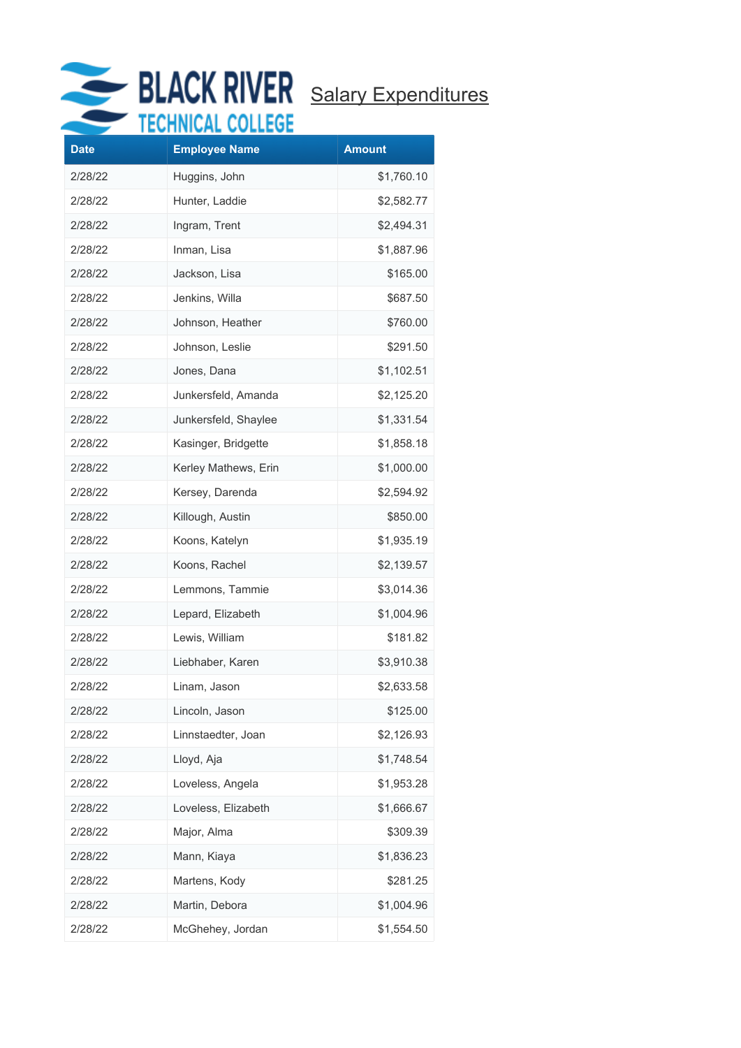# Salary Expenditures

| Date | Employee Name | Amount |
|---|---|---|
| 2/28/22 | Huggins, John | $1,760.10 |
| 2/28/22 | Hunter, Laddie | $2,582.77 |
| 2/28/22 | Ingram, Trent | $2,494.31 |
| 2/28/22 | Inman, Lisa | $1,887.96 |
| 2/28/22 | Jackson, Lisa | $165.00 |
| 2/28/22 | Jenkins, Willa | $687.50 |
| 2/28/22 | Johnson, Heather | $760.00 |
| 2/28/22 | Johnson, Leslie | $291.50 |
| 2/28/22 | Jones, Dana | $1,102.51 |
| 2/28/22 | Junkersfeld, Amanda | $2,125.20 |
| 2/28/22 | Junkersfeld, Shaylee | $1,331.54 |
| 2/28/22 | Kasinger, Bridgette | $1,858.18 |
| 2/28/22 | Kerley Mathews, Erin | $1,000.00 |
| 2/28/22 | Kersey, Darenda | $2,594.92 |
| 2/28/22 | Killough, Austin | $850.00 |
| 2/28/22 | Koons, Katelyn | $1,935.19 |
| 2/28/22 | Koons, Rachel | $2,139.57 |
| 2/28/22 | Lemmons, Tammie | $3,014.36 |
| 2/28/22 | Lepard, Elizabeth | $1,004.96 |
| 2/28/22 | Lewis, William | $181.82 |
| 2/28/22 | Liebhaber, Karen | $3,910.38 |
| 2/28/22 | Linam, Jason | $2,633.58 |
| 2/28/22 | Lincoln, Jason | $125.00 |
| 2/28/22 | Linnstaedter, Joan | $2,126.93 |
| 2/28/22 | Lloyd, Aja | $1,748.54 |
| 2/28/22 | Loveless, Angela | $1,953.28 |
| 2/28/22 | Loveless, Elizabeth | $1,666.67 |
| 2/28/22 | Major, Alma | $309.39 |
| 2/28/22 | Mann, Kiaya | $1,836.23 |
| 2/28/22 | Martens, Kody | $281.25 |
| 2/28/22 | Martin, Debora | $1,004.96 |
| 2/28/22 | McGhehey, Jordan | $1,554.50 |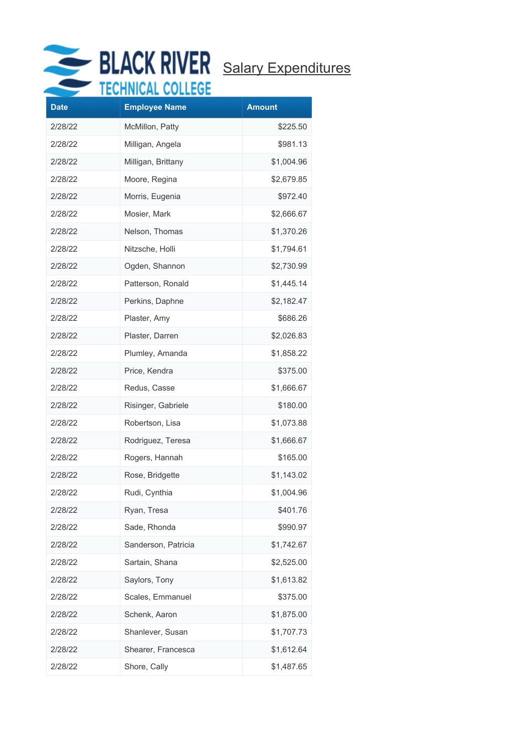BLACK RIVER TECHNICAL COLLEGE

## Salary Expenditures

| Date | Employee Name | Amount |
|---|---|---|
| 2/28/22 | McMillon, Patty | $225.50 |
| 2/28/22 | Milligan, Angela | $981.13 |
| 2/28/22 | Milligan, Brittany | $1,004.96 |
| 2/28/22 | Moore, Regina | $2,679.85 |
| 2/28/22 | Morris, Eugenia | $972.40 |
| 2/28/22 | Mosier, Mark | $2,666.67 |
| 2/28/22 | Nelson, Thomas | $1,370.26 |
| 2/28/22 | Nitzsche, Holli | $1,794.61 |
| 2/28/22 | Ogden, Shannon | $2,730.99 |
| 2/28/22 | Patterson, Ronald | $1,445.14 |
| 2/28/22 | Perkins, Daphne | $2,182.47 |
| 2/28/22 | Plaster, Amy | $686.26 |
| 2/28/22 | Plaster, Darren | $2,026.83 |
| 2/28/22 | Plumley, Amanda | $1,858.22 |
| 2/28/22 | Price, Kendra | $375.00 |
| 2/28/22 | Redus, Casse | $1,666.67 |
| 2/28/22 | Risinger, Gabriele | $180.00 |
| 2/28/22 | Robertson, Lisa | $1,073.88 |
| 2/28/22 | Rodriguez, Teresa | $1,666.67 |
| 2/28/22 | Rogers, Hannah | $165.00 |
| 2/28/22 | Rose, Bridgette | $1,143.02 |
| 2/28/22 | Rudi, Cynthia | $1,004.96 |
| 2/28/22 | Ryan, Tresa | $401.76 |
| 2/28/22 | Sade, Rhonda | $990.97 |
| 2/28/22 | Sanderson, Patricia | $1,742.67 |
| 2/28/22 | Sartain, Shana | $2,525.00 |
| 2/28/22 | Saylors, Tony | $1,613.82 |
| 2/28/22 | Scales, Emmanuel | $375.00 |
| 2/28/22 | Schenk, Aaron | $1,875.00 |
| 2/28/22 | Shanlever, Susan | $1,707.73 |
| 2/28/22 | Shearer, Francesca | $1,612.64 |
| 2/28/22 | Shore, Cally | $1,487.65 |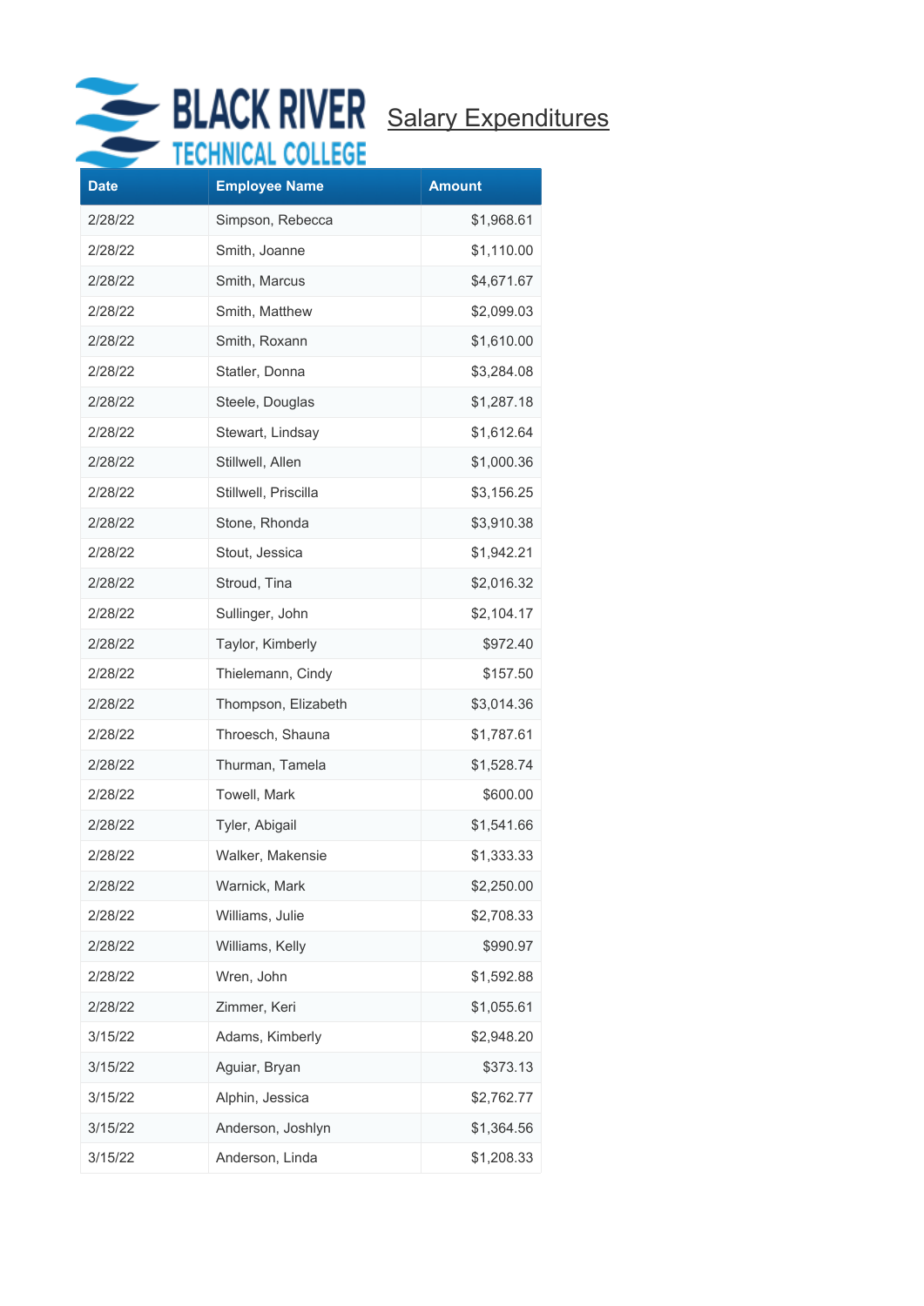BLACK RIVER TECHNICAL COLLEGE

## Salary Expenditures

| Date | Employee Name | Amount |
|---|---|---|
| 2/28/22 | Simpson, Rebecca | $1,968.61 |
| 2/28/22 | Smith, Joanne | $1,110.00 |
| 2/28/22 | Smith, Marcus | $4,671.67 |
| 2/28/22 | Smith, Matthew | $2,099.03 |
| 2/28/22 | Smith, Roxann | $1,610.00 |
| 2/28/22 | Statler, Donna | $3,284.08 |
| 2/28/22 | Steele, Douglas | $1,287.18 |
| 2/28/22 | Stewart, Lindsay | $1,612.64 |
| 2/28/22 | Stillwell, Allen | $1,000.36 |
| 2/28/22 | Stillwell, Priscilla | $3,156.25 |
| 2/28/22 | Stone, Rhonda | $3,910.38 |
| 2/28/22 | Stout, Jessica | $1,942.21 |
| 2/28/22 | Stroud, Tina | $2,016.32 |
| 2/28/22 | Sullinger, John | $2,104.17 |
| 2/28/22 | Taylor, Kimberly | $972.40 |
| 2/28/22 | Thielemann, Cindy | $157.50 |
| 2/28/22 | Thompson, Elizabeth | $3,014.36 |
| 2/28/22 | Throesch, Shauna | $1,787.61 |
| 2/28/22 | Thurman, Tamela | $1,528.74 |
| 2/28/22 | Towell, Mark | $600.00 |
| 2/28/22 | Tyler, Abigail | $1,541.66 |
| 2/28/22 | Walker, Makensie | $1,333.33 |
| 2/28/22 | Warnick, Mark | $2,250.00 |
| 2/28/22 | Williams, Julie | $2,708.33 |
| 2/28/22 | Williams, Kelly | $990.97 |
| 2/28/22 | Wren, John | $1,592.88 |
| 2/28/22 | Zimmer, Keri | $1,055.61 |
| 3/15/22 | Adams, Kimberly | $2,948.20 |
| 3/15/22 | Aguiar, Bryan | $373.13 |
| 3/15/22 | Alphin, Jessica | $2,762.77 |
| 3/15/22 | Anderson, Joshlyn | $1,364.56 |
| 3/15/22 | Anderson, Linda | $1,208.33 |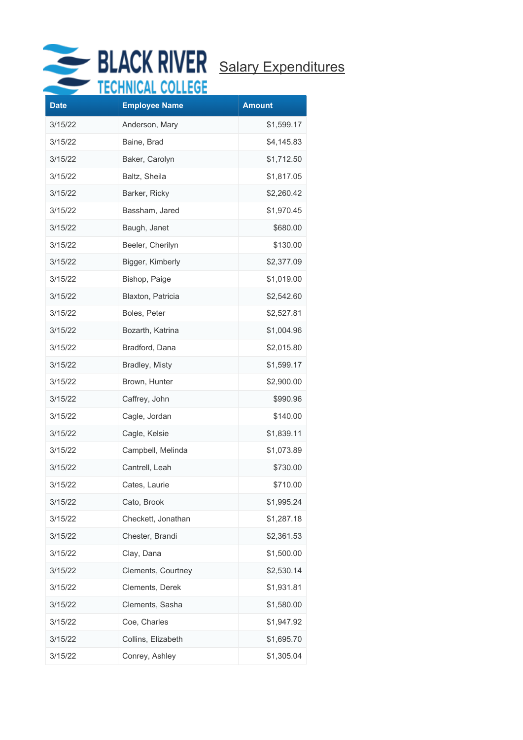BLACK RIVER TECHNICAL COLLEGE

## Salary Expenditures

| Date | Employee Name | Amount |
|---|---|---|
| 3/15/22 | Anderson, Mary | $1,599.17 |
| 3/15/22 | Baine, Brad | $4,145.83 |
| 3/15/22 | Baker, Carolyn | $1,712.50 |
| 3/15/22 | Baltz, Sheila | $1,817.05 |
| 3/15/22 | Barker, Ricky | $2,260.42 |
| 3/15/22 | Bassham, Jared | $1,970.45 |
| 3/15/22 | Baugh, Janet | $680.00 |
| 3/15/22 | Beeler, Cherilyn | $130.00 |
| 3/15/22 | Bigger, Kimberly | $2,377.09 |
| 3/15/22 | Bishop, Paige | $1,019.00 |
| 3/15/22 | Blaxton, Patricia | $2,542.60 |
| 3/15/22 | Boles, Peter | $2,527.81 |
| 3/15/22 | Bozarth, Katrina | $1,004.96 |
| 3/15/22 | Bradford, Dana | $2,015.80 |
| 3/15/22 | Bradley, Misty | $1,599.17 |
| 3/15/22 | Brown, Hunter | $2,900.00 |
| 3/15/22 | Caffrey, John | $990.96 |
| 3/15/22 | Cagle, Jordan | $140.00 |
| 3/15/22 | Cagle, Kelsie | $1,839.11 |
| 3/15/22 | Campbell, Melinda | $1,073.89 |
| 3/15/22 | Cantrell, Leah | $730.00 |
| 3/15/22 | Cates, Laurie | $710.00 |
| 3/15/22 | Cato, Brook | $1,995.24 |
| 3/15/22 | Checkett, Jonathan | $1,287.18 |
| 3/15/22 | Chester, Brandi | $2,361.53 |
| 3/15/22 | Clay, Dana | $1,500.00 |
| 3/15/22 | Clements, Courtney | $2,530.14 |
| 3/15/22 | Clements, Derek | $1,931.81 |
| 3/15/22 | Clements, Sasha | $1,580.00 |
| 3/15/22 | Coe, Charles | $1,947.92 |
| 3/15/22 | Collins, Elizabeth | $1,695.70 |
| 3/15/22 | Conrey, Ashley | $1,305.04 |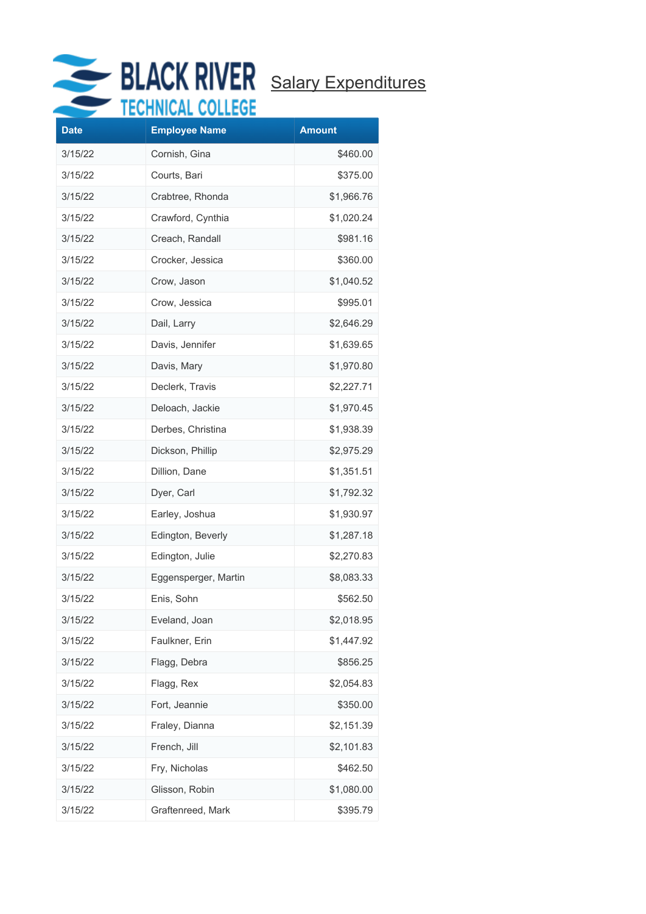# BLACK RIVER TECHNICAL COLLEGE

## Salary Expenditures

| Date | Employee Name | Amount |
|---|---|---|
| 3/15/22 | Cornish, Gina | $460.00 |
| 3/15/22 | Courts, Bari | $375.00 |
| 3/15/22 | Crabtree, Rhonda | $1,966.76 |
| 3/15/22 | Crawford, Cynthia | $1,020.24 |
| 3/15/22 | Creach, Randall | $981.16 |
| 3/15/22 | Crocker, Jessica | $360.00 |
| 3/15/22 | Crow, Jason | $1,040.52 |
| 3/15/22 | Crow, Jessica | $995.01 |
| 3/15/22 | Dail, Larry | $2,646.29 |
| 3/15/22 | Davis, Jennifer | $1,639.65 |
| 3/15/22 | Davis, Mary | $1,970.80 |
| 3/15/22 | Declerk, Travis | $2,227.71 |
| 3/15/22 | Deloach, Jackie | $1,970.45 |
| 3/15/22 | Derbes, Christina | $1,938.39 |
| 3/15/22 | Dickson, Phillip | $2,975.29 |
| 3/15/22 | Dillion, Dane | $1,351.51 |
| 3/15/22 | Dyer, Carl | $1,792.32 |
| 3/15/22 | Earley, Joshua | $1,930.97 |
| 3/15/22 | Edington, Beverly | $1,287.18 |
| 3/15/22 | Edington, Julie | $2,270.83 |
| 3/15/22 | Eggensperger, Martin | $8,083.33 |
| 3/15/22 | Enis, Sohn | $562.50 |
| 3/15/22 | Eveland, Joan | $2,018.95 |
| 3/15/22 | Faulkner, Erin | $1,447.92 |
| 3/15/22 | Flagg, Debra | $856.25 |
| 3/15/22 | Flagg, Rex | $2,054.83 |
| 3/15/22 | Fort, Jeannie | $350.00 |
| 3/15/22 | Fraley, Dianna | $2,151.39 |
| 3/15/22 | French, Jill | $2,101.83 |
| 3/15/22 | Fry, Nicholas | $462.50 |
| 3/15/22 | Glisson, Robin | $1,080.00 |
| 3/15/22 | Graftenreed, Mark | $395.79 |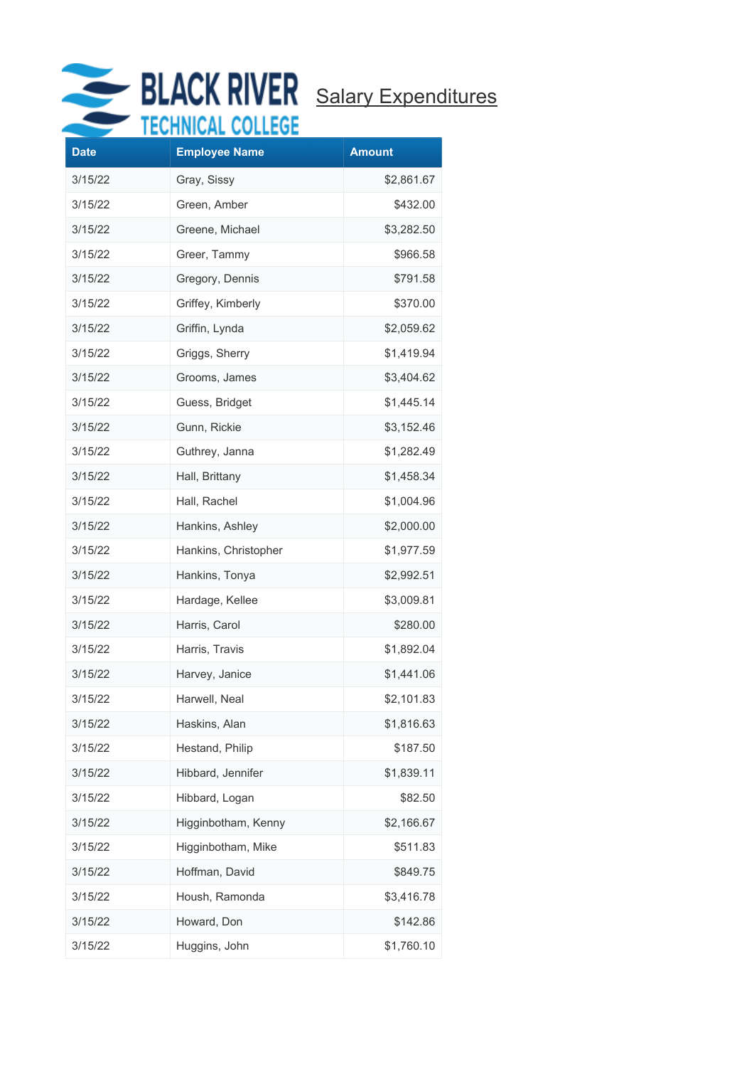# Salary Expenditures

| Date | Employee Name | Amount |
|---|---|---|
| 3/15/22 | Gray, Sissy | $2,861.67 |
| 3/15/22 | Green, Amber | $432.00 |
| 3/15/22 | Greene, Michael | $3,282.50 |
| 3/15/22 | Greer, Tammy | $966.58 |
| 3/15/22 | Gregory, Dennis | $791.58 |
| 3/15/22 | Griffey, Kimberly | $370.00 |
| 3/15/22 | Griffin, Lynda | $2,059.62 |
| 3/15/22 | Griggs, Sherry | $1,419.94 |
| 3/15/22 | Grooms, James | $3,404.62 |
| 3/15/22 | Guess, Bridget | $1,445.14 |
| 3/15/22 | Gunn, Rickie | $3,152.46 |
| 3/15/22 | Guthrey, Janna | $1,282.49 |
| 3/15/22 | Hall, Brittany | $1,458.34 |
| 3/15/22 | Hall, Rachel | $1,004.96 |
| 3/15/22 | Hankins, Ashley | $2,000.00 |
| 3/15/22 | Hankins, Christopher | $1,977.59 |
| 3/15/22 | Hankins, Tonya | $2,992.51 |
| 3/15/22 | Hardage, Kellee | $3,009.81 |
| 3/15/22 | Harris, Carol | $280.00 |
| 3/15/22 | Harris, Travis | $1,892.04 |
| 3/15/22 | Harvey, Janice | $1,441.06 |
| 3/15/22 | Harwell, Neal | $2,101.83 |
| 3/15/22 | Haskins, Alan | $1,816.63 |
| 3/15/22 | Hestand, Philip | $187.50 |
| 3/15/22 | Hibbard, Jennifer | $1,839.11 |
| 3/15/22 | Hibbard, Logan | $82.50 |
| 3/15/22 | Higginbotham, Kenny | $2,166.67 |
| 3/15/22 | Higginbotham, Mike | $511.83 |
| 3/15/22 | Hoffman, David | $849.75 |
| 3/15/22 | Housh, Ramonda | $3,416.78 |
| 3/15/22 | Howard, Don | $142.86 |
| 3/15/22 | Huggins, John | $1,760.10 |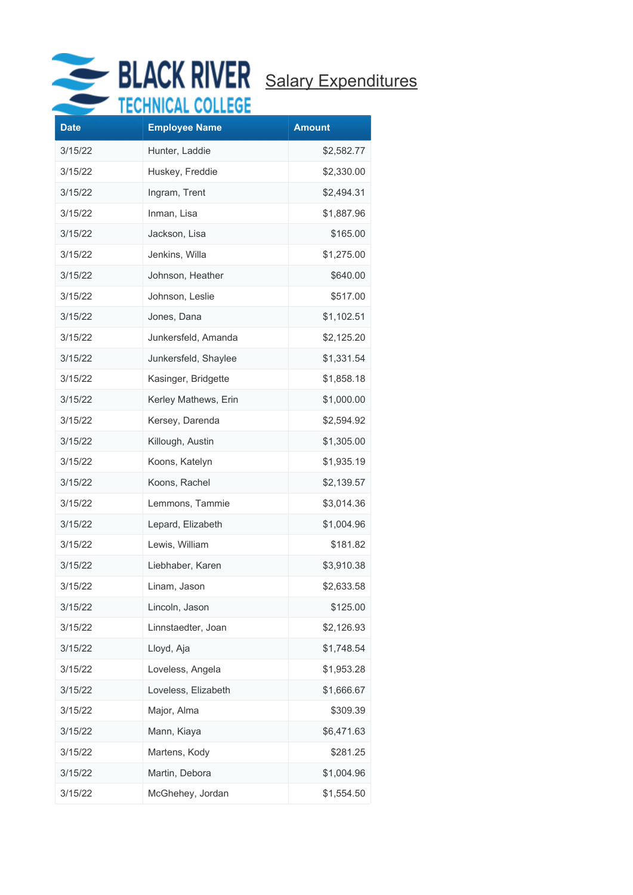BLACK RIVER TECHNICAL COLLEGE

# Salary Expenditures

| Date | Employee Name | Amount |
|---|---|---|
| 3/15/22 | Hunter, Laddie | $2,582.77 |
| 3/15/22 | Huskey, Freddie | $2,330.00 |
| 3/15/22 | Ingram, Trent | $2,494.31 |
| 3/15/22 | Inman, Lisa | $1,887.96 |
| 3/15/22 | Jackson, Lisa | $165.00 |
| 3/15/22 | Jenkins, Willa | $1,275.00 |
| 3/15/22 | Johnson, Heather | $640.00 |
| 3/15/22 | Johnson, Leslie | $517.00 |
| 3/15/22 | Jones, Dana | $1,102.51 |
| 3/15/22 | Junkersfeld, Amanda | $2,125.20 |
| 3/15/22 | Junkersfeld, Shaylee | $1,331.54 |
| 3/15/22 | Kasinger, Bridgette | $1,858.18 |
| 3/15/22 | Kerley Mathews, Erin | $1,000.00 |
| 3/15/22 | Kersey, Darenda | $2,594.92 |
| 3/15/22 | Killough, Austin | $1,305.00 |
| 3/15/22 | Koons, Katelyn | $1,935.19 |
| 3/15/22 | Koons, Rachel | $2,139.57 |
| 3/15/22 | Lemmons, Tammie | $3,014.36 |
| 3/15/22 | Lepard, Elizabeth | $1,004.96 |
| 3/15/22 | Lewis, William | $181.82 |
| 3/15/22 | Liebhaber, Karen | $3,910.38 |
| 3/15/22 | Linam, Jason | $2,633.58 |
| 3/15/22 | Lincoln, Jason | $125.00 |
| 3/15/22 | Linnstaedter, Joan | $2,126.93 |
| 3/15/22 | Lloyd, Aja | $1,748.54 |
| 3/15/22 | Loveless, Angela | $1,953.28 |
| 3/15/22 | Loveless, Elizabeth | $1,666.67 |
| 3/15/22 | Major, Alma | $309.39 |
| 3/15/22 | Mann, Kiaya | $6,471.63 |
| 3/15/22 | Martens, Kody | $281.25 |
| 3/15/22 | Martin, Debora | $1,004.96 |
| 3/15/22 | McGhehey, Jordan | $1,554.50 |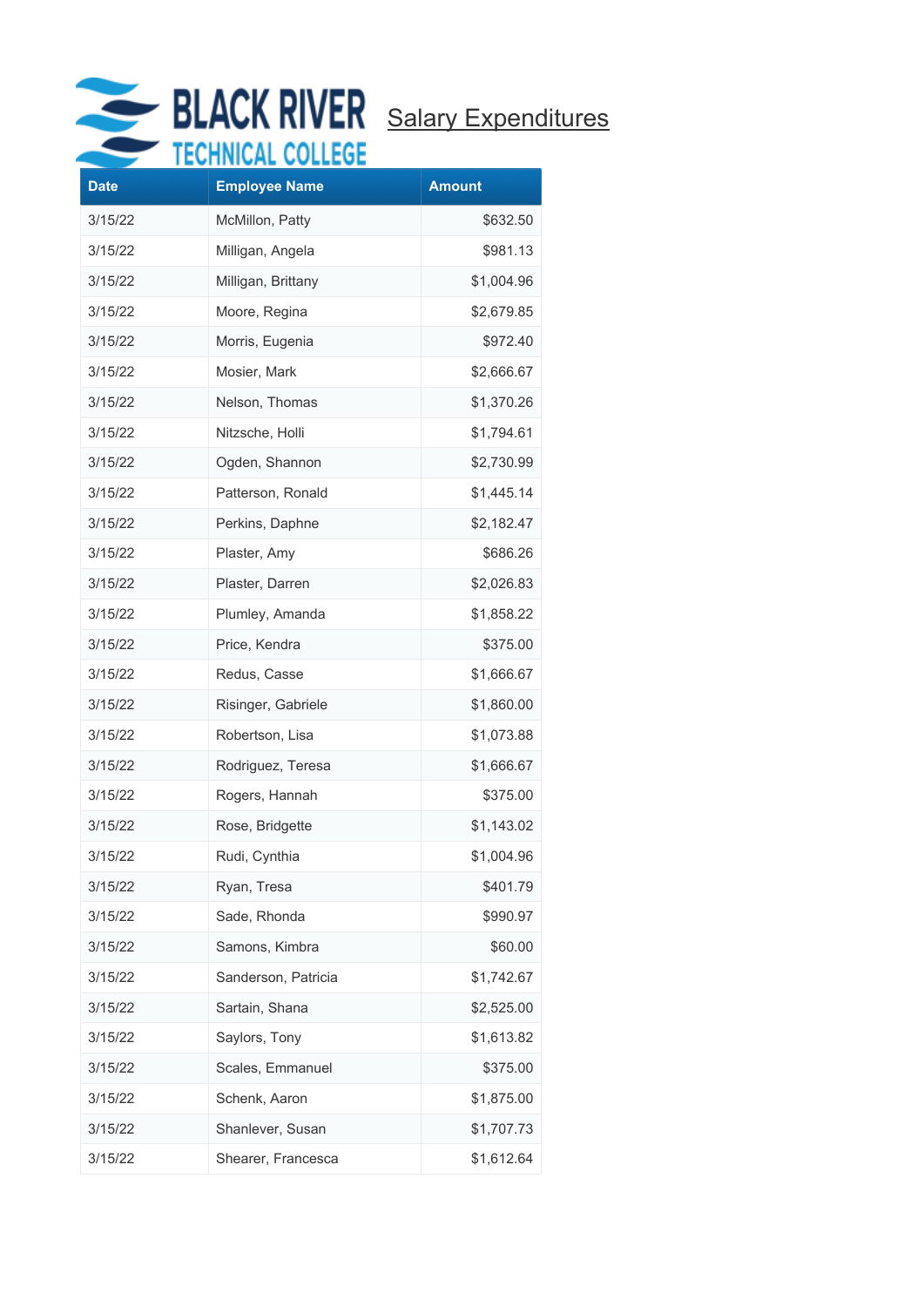BLACK RIVER TECHNICAL COLLEGE

## Salary Expenditures

| Date | Employee Name | Amount |
|---|---|---|
| 3/15/22 | McMillon, Patty | $632.50 |
| 3/15/22 | Milligan, Angela | $981.13 |
| 3/15/22 | Milligan, Brittany | $1,004.96 |
| 3/15/22 | Moore, Regina | $2,679.85 |
| 3/15/22 | Morris, Eugenia | $972.40 |
| 3/15/22 | Mosier, Mark | $2,666.67 |
| 3/15/22 | Nelson, Thomas | $1,370.26 |
| 3/15/22 | Nitzsche, Holli | $1,794.61 |
| 3/15/22 | Ogden, Shannon | $2,730.99 |
| 3/15/22 | Patterson, Ronald | $1,445.14 |
| 3/15/22 | Perkins, Daphne | $2,182.47 |
| 3/15/22 | Plaster, Amy | $686.26 |
| 3/15/22 | Plaster, Darren | $2,026.83 |
| 3/15/22 | Plumley, Amanda | $1,858.22 |
| 3/15/22 | Price, Kendra | $375.00 |
| 3/15/22 | Redus, Casse | $1,666.67 |
| 3/15/22 | Risinger, Gabriele | $1,860.00 |
| 3/15/22 | Robertson, Lisa | $1,073.88 |
| 3/15/22 | Rodriguez, Teresa | $1,666.67 |
| 3/15/22 | Rogers, Hannah | $375.00 |
| 3/15/22 | Rose, Bridgette | $1,143.02 |
| 3/15/22 | Rudi, Cynthia | $1,004.96 |
| 3/15/22 | Ryan, Tresa | $401.79 |
| 3/15/22 | Sade, Rhonda | $990.97 |
| 3/15/22 | Samons, Kimbra | $60.00 |
| 3/15/22 | Sanderson, Patricia | $1,742.67 |
| 3/15/22 | Sartain, Shana | $2,525.00 |
| 3/15/22 | Saylors, Tony | $1,613.82 |
| 3/15/22 | Scales, Emmanuel | $375.00 |
| 3/15/22 | Schenk, Aaron | $1,875.00 |
| 3/15/22 | Shanlever, Susan | $1,707.73 |
| 3/15/22 | Shearer, Francesca | $1,612.64 |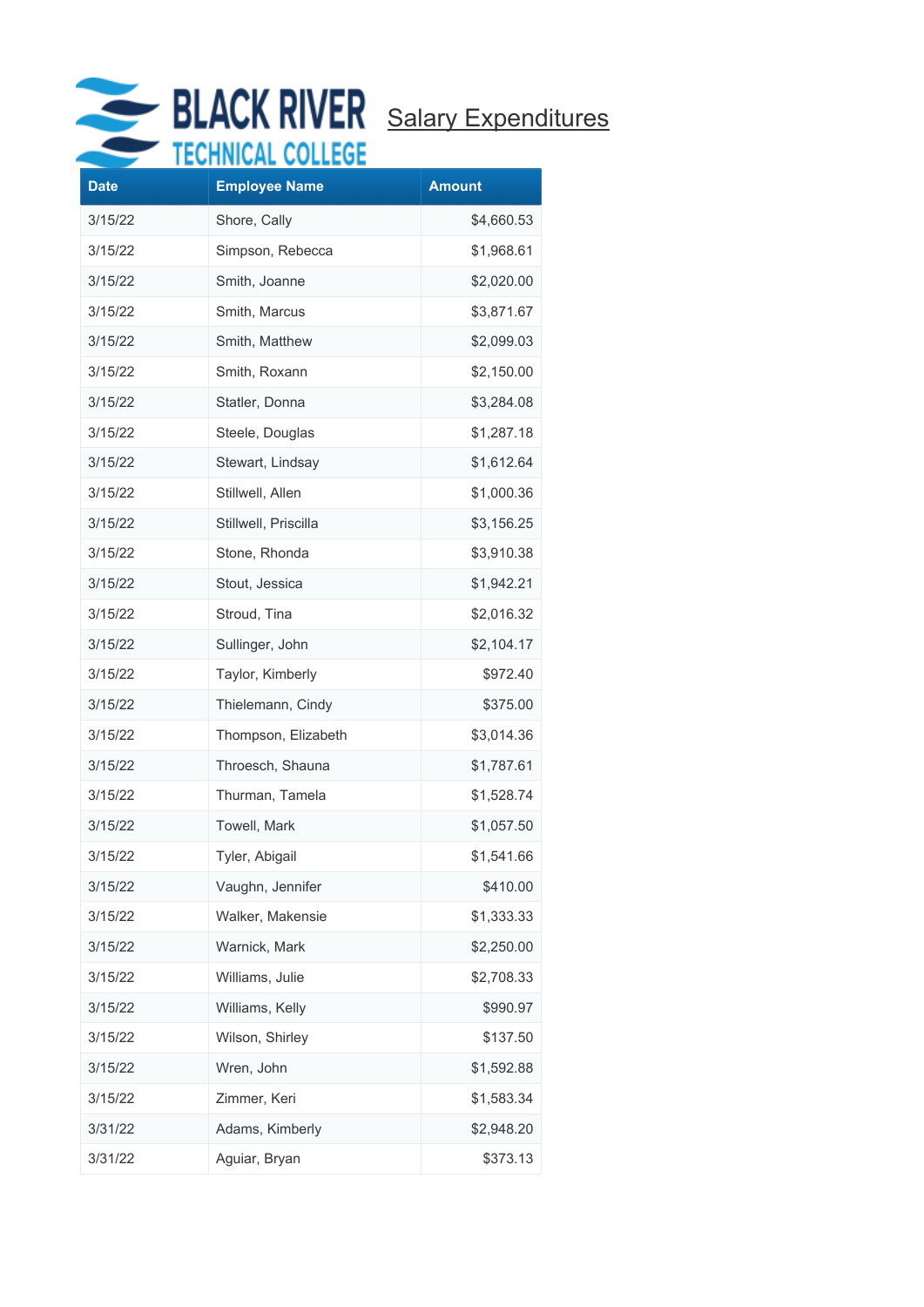BLACK RIVER TECHNICAL COLLEGE

# Salary Expenditures

| Date | Employee Name | Amount |
| --- | --- | --- |
| 3/15/22 | Shore, Cally | $4,660.53 |
| 3/15/22 | Simpson, Rebecca | $1,968.61 |
| 3/15/22 | Smith, Joanne | $2,020.00 |
| 3/15/22 | Smith, Marcus | $3,871.67 |
| 3/15/22 | Smith, Matthew | $2,099.03 |
| 3/15/22 | Smith, Roxann | $2,150.00 |
| 3/15/22 | Statler, Donna | $3,284.08 |
| 3/15/22 | Steele, Douglas | $1,287.18 |
| 3/15/22 | Stewart, Lindsay | $1,612.64 |
| 3/15/22 | Stillwell, Allen | $1,000.36 |
| 3/15/22 | Stillwell, Priscilla | $3,156.25 |
| 3/15/22 | Stone, Rhonda | $3,910.38 |
| 3/15/22 | Stout, Jessica | $1,942.21 |
| 3/15/22 | Stroud, Tina | $2,016.32 |
| 3/15/22 | Sullinger, John | $2,104.17 |
| 3/15/22 | Taylor, Kimberly | $972.40 |
| 3/15/22 | Thielemann, Cindy | $375.00 |
| 3/15/22 | Thompson, Elizabeth | $3,014.36 |
| 3/15/22 | Throesch, Shauna | $1,787.61 |
| 3/15/22 | Thurman, Tamela | $1,528.74 |
| 3/15/22 | Towell, Mark | $1,057.50 |
| 3/15/22 | Tyler, Abigail | $1,541.66 |
| 3/15/22 | Vaughn, Jennifer | $410.00 |
| 3/15/22 | Walker, Makensie | $1,333.33 |
| 3/15/22 | Warnick, Mark | $2,250.00 |
| 3/15/22 | Williams, Julie | $2,708.33 |
| 3/15/22 | Williams, Kelly | $990.97 |
| 3/15/22 | Wilson, Shirley | $137.50 |
| 3/15/22 | Wren, John | $1,592.88 |
| 3/15/22 | Zimmer, Keri | $1,583.34 |
| 3/31/22 | Adams, Kimberly | $2,948.20 |
| 3/31/22 | Aguiar, Bryan | $373.13 |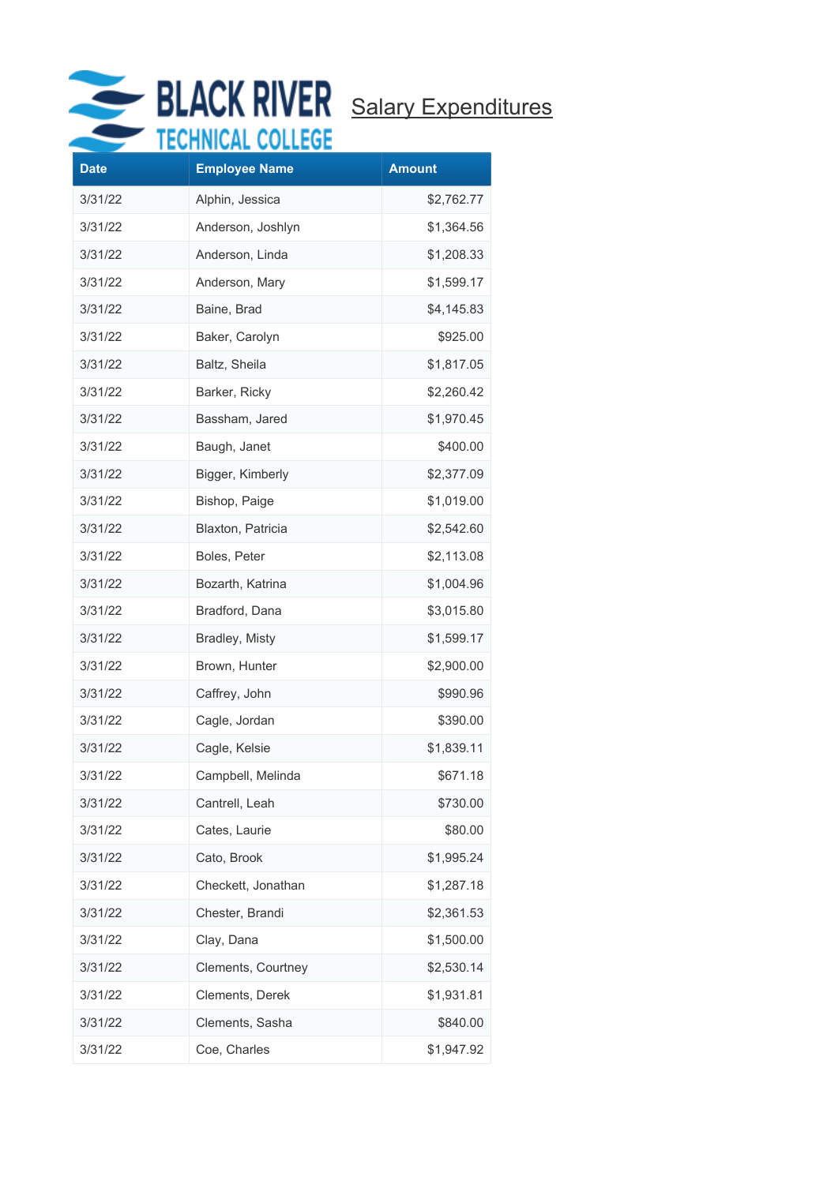BLACK RIVER TECHNICAL COLLEGE

# Salary Expenditures

| Date | Employee Name | Amount |
|---|---|---|
| 3/31/22 | Alphin, Jessica | $2,762.77 |
| 3/31/22 | Anderson, Joshlyn | $1,364.56 |
| 3/31/22 | Anderson, Linda | $1,208.33 |
| 3/31/22 | Anderson, Mary | $1,599.17 |
| 3/31/22 | Baine, Brad | $4,145.83 |
| 3/31/22 | Baker, Carolyn | $925.00 |
| 3/31/22 | Baltz, Sheila | $1,817.05 |
| 3/31/22 | Barker, Ricky | $2,260.42 |
| 3/31/22 | Bassham, Jared | $1,970.45 |
| 3/31/22 | Baugh, Janet | $400.00 |
| 3/31/22 | Bigger, Kimberly | $2,377.09 |
| 3/31/22 | Bishop, Paige | $1,019.00 |
| 3/31/22 | Blaxton, Patricia | $2,542.60 |
| 3/31/22 | Boles, Peter | $2,113.08 |
| 3/31/22 | Bozarth, Katrina | $1,004.96 |
| 3/31/22 | Bradford, Dana | $3,015.80 |
| 3/31/22 | Bradley, Misty | $1,599.17 |
| 3/31/22 | Brown, Hunter | $2,900.00 |
| 3/31/22 | Caffrey, John | $990.96 |
| 3/31/22 | Cagle, Jordan | $390.00 |
| 3/31/22 | Cagle, Kelsie | $1,839.11 |
| 3/31/22 | Campbell, Melinda | $671.18 |
| 3/31/22 | Cantrell, Leah | $730.00 |
| 3/31/22 | Cates, Laurie | $80.00 |
| 3/31/22 | Cato, Brook | $1,995.24 |
| 3/31/22 | Checkett, Jonathan | $1,287.18 |
| 3/31/22 | Chester, Brandi | $2,361.53 |
| 3/31/22 | Clay, Dana | $1,500.00 |
| 3/31/22 | Clements, Courtney | $2,530.14 |
| 3/31/22 | Clements, Derek | $1,931.81 |
| 3/31/22 | Clements, Sasha | $840.00 |
| 3/31/22 | Coe, Charles | $1,947.92 |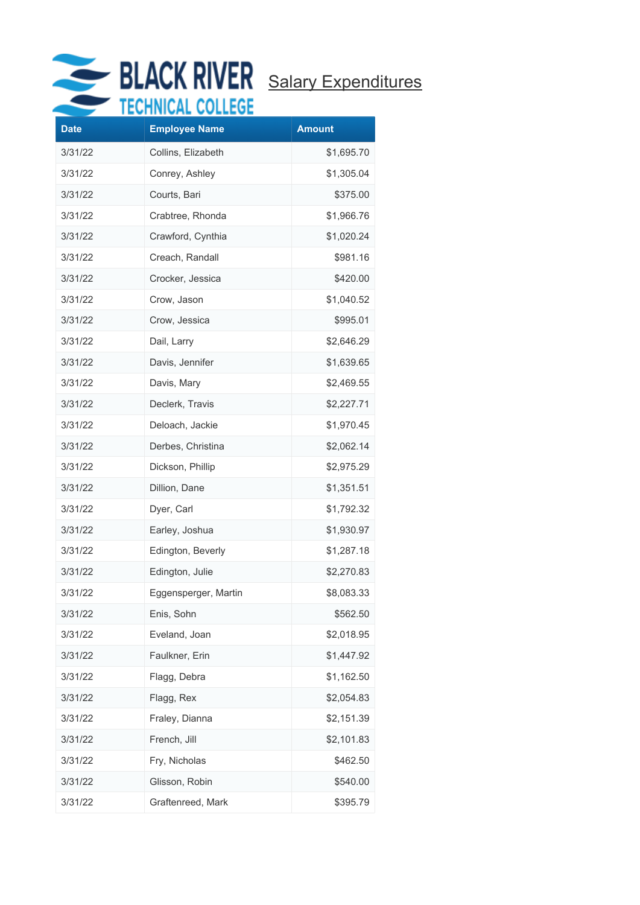BLACK RIVER TECHNICAL COLLEGE

## Salary Expenditures

| Date | Employee Name | Amount |
|---|---|---|
| 3/31/22 | Collins, Elizabeth | $1,695.70 |
| 3/31/22 | Conrey, Ashley | $1,305.04 |
| 3/31/22 | Courts, Bari | $375.00 |
| 3/31/22 | Crabtree, Rhonda | $1,966.76 |
| 3/31/22 | Crawford, Cynthia | $1,020.24 |
| 3/31/22 | Creach, Randall | $981.16 |
| 3/31/22 | Crocker, Jessica | $420.00 |
| 3/31/22 | Crow, Jason | $1,040.52 |
| 3/31/22 | Crow, Jessica | $995.01 |
| 3/31/22 | Dail, Larry | $2,646.29 |
| 3/31/22 | Davis, Jennifer | $1,639.65 |
| 3/31/22 | Davis, Mary | $2,469.55 |
| 3/31/22 | Declerk, Travis | $2,227.71 |
| 3/31/22 | Deloach, Jackie | $1,970.45 |
| 3/31/22 | Derbes, Christina | $2,062.14 |
| 3/31/22 | Dickson, Phillip | $2,975.29 |
| 3/31/22 | Dillion, Dane | $1,351.51 |
| 3/31/22 | Dyer, Carl | $1,792.32 |
| 3/31/22 | Earley, Joshua | $1,930.97 |
| 3/31/22 | Edington, Beverly | $1,287.18 |
| 3/31/22 | Edington, Julie | $2,270.83 |
| 3/31/22 | Eggensperger, Martin | $8,083.33 |
| 3/31/22 | Enis, Sohn | $562.50 |
| 3/31/22 | Eveland, Joan | $2,018.95 |
| 3/31/22 | Faulkner, Erin | $1,447.92 |
| 3/31/22 | Flagg, Debra | $1,162.50 |
| 3/31/22 | Flagg, Rex | $2,054.83 |
| 3/31/22 | Fraley, Dianna | $2,151.39 |
| 3/31/22 | French, Jill | $2,101.83 |
| 3/31/22 | Fry, Nicholas | $462.50 |
| 3/31/22 | Glisson, Robin | $540.00 |
| 3/31/22 | Graftenreed, Mark | $395.79 |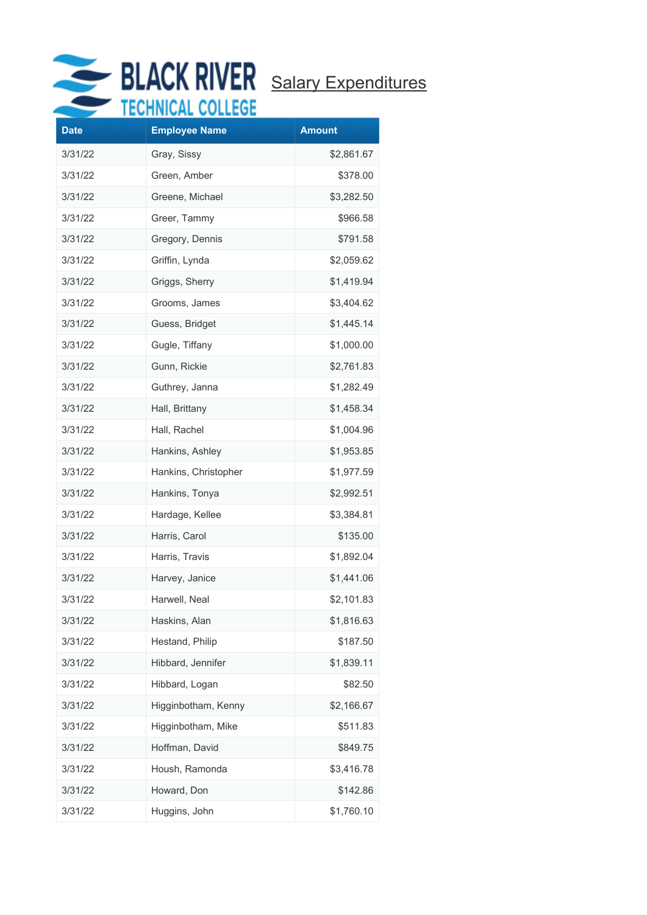BLACK RIVER TECHNICAL COLLEGE

## Salary Expenditures

| Date | Employee Name | Amount |
|---|---|---|
| 3/31/22 | Gray, Sissy | $2,861.67 |
| 3/31/22 | Green, Amber | $378.00 |
| 3/31/22 | Greene, Michael | $3,282.50 |
| 3/31/22 | Greer, Tammy | $966.58 |
| 3/31/22 | Gregory, Dennis | $791.58 |
| 3/31/22 | Griffin, Lynda | $2,059.62 |
| 3/31/22 | Griggs, Sherry | $1,419.94 |
| 3/31/22 | Grooms, James | $3,404.62 |
| 3/31/22 | Guess, Bridget | $1,445.14 |
| 3/31/22 | Gugle, Tiffany | $1,000.00 |
| 3/31/22 | Gunn, Rickie | $2,761.83 |
| 3/31/22 | Guthrey, Janna | $1,282.49 |
| 3/31/22 | Hall, Brittany | $1,458.34 |
| 3/31/22 | Hall, Rachel | $1,004.96 |
| 3/31/22 | Hankins, Ashley | $1,953.85 |
| 3/31/22 | Hankins, Christopher | $1,977.59 |
| 3/31/22 | Hankins, Tonya | $2,992.51 |
| 3/31/22 | Hardage, Kellee | $3,384.81 |
| 3/31/22 | Harris, Carol | $135.00 |
| 3/31/22 | Harris, Travis | $1,892.04 |
| 3/31/22 | Harvey, Janice | $1,441.06 |
| 3/31/22 | Harwell, Neal | $2,101.83 |
| 3/31/22 | Haskins, Alan | $1,816.63 |
| 3/31/22 | Hestand, Philip | $187.50 |
| 3/31/22 | Hibbard, Jennifer | $1,839.11 |
| 3/31/22 | Hibbard, Logan | $82.50 |
| 3/31/22 | Higginbotham, Kenny | $2,166.67 |
| 3/31/22 | Higginbotham, Mike | $511.83 |
| 3/31/22 | Hoffman, David | $849.75 |
| 3/31/22 | Housh, Ramonda | $3,416.78 |
| 3/31/22 | Howard, Don | $142.86 |
| 3/31/22 | Huggins, John | $1,760.10 |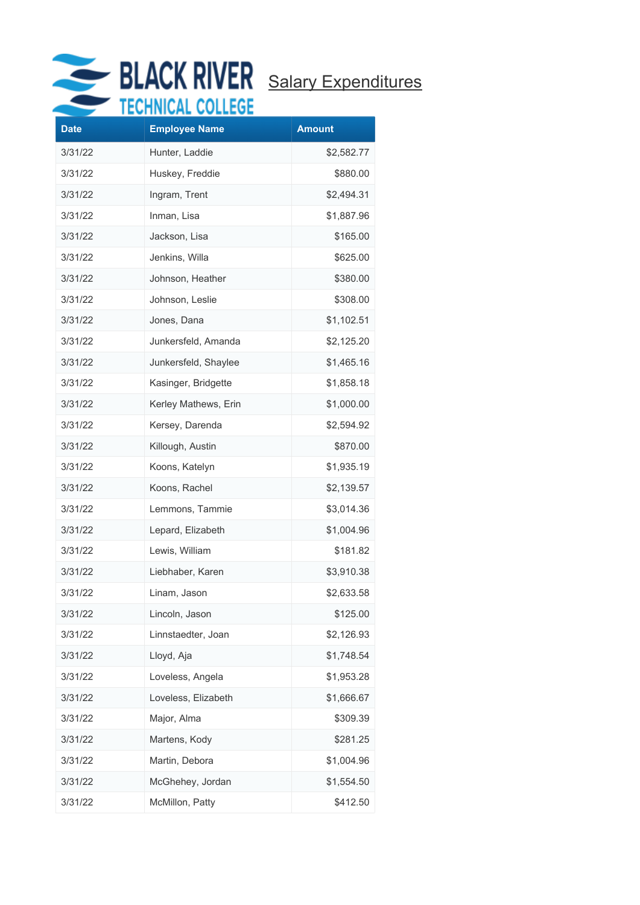# Salary Expenditures

| Date | Employee Name | Amount |
|---|---|---|
| 3/31/22 | Hunter, Laddie | $2,582.77 |
| 3/31/22 | Huskey, Freddie | $880.00 |
| 3/31/22 | Ingram, Trent | $2,494.31 |
| 3/31/22 | Inman, Lisa | $1,887.96 |
| 3/31/22 | Jackson, Lisa | $165.00 |
| 3/31/22 | Jenkins, Willa | $625.00 |
| 3/31/22 | Johnson, Heather | $380.00 |
| 3/31/22 | Johnson, Leslie | $308.00 |
| 3/31/22 | Jones, Dana | $1,102.51 |
| 3/31/22 | Junkersfeld, Amanda | $2,125.20 |
| 3/31/22 | Junkersfeld, Shaylee | $1,465.16 |
| 3/31/22 | Kasinger, Bridgette | $1,858.18 |
| 3/31/22 | Kerley Mathews, Erin | $1,000.00 |
| 3/31/22 | Kersey, Darenda | $2,594.92 |
| 3/31/22 | Killough, Austin | $870.00 |
| 3/31/22 | Koons, Katelyn | $1,935.19 |
| 3/31/22 | Koons, Rachel | $2,139.57 |
| 3/31/22 | Lemmons, Tammie | $3,014.36 |
| 3/31/22 | Lepard, Elizabeth | $1,004.96 |
| 3/31/22 | Lewis, William | $181.82 |
| 3/31/22 | Liebhaber, Karen | $3,910.38 |
| 3/31/22 | Linam, Jason | $2,633.58 |
| 3/31/22 | Lincoln, Jason | $125.00 |
| 3/31/22 | Linnstaedter, Joan | $2,126.93 |
| 3/31/22 | Lloyd, Aja | $1,748.54 |
| 3/31/22 | Loveless, Angela | $1,953.28 |
| 3/31/22 | Loveless, Elizabeth | $1,666.67 |
| 3/31/22 | Major, Alma | $309.39 |
| 3/31/22 | Martens, Kody | $281.25 |
| 3/31/22 | Martin, Debora | $1,004.96 |
| 3/31/22 | McGhehey, Jordan | $1,554.50 |
| 3/31/22 | McMillon, Patty | $412.50 |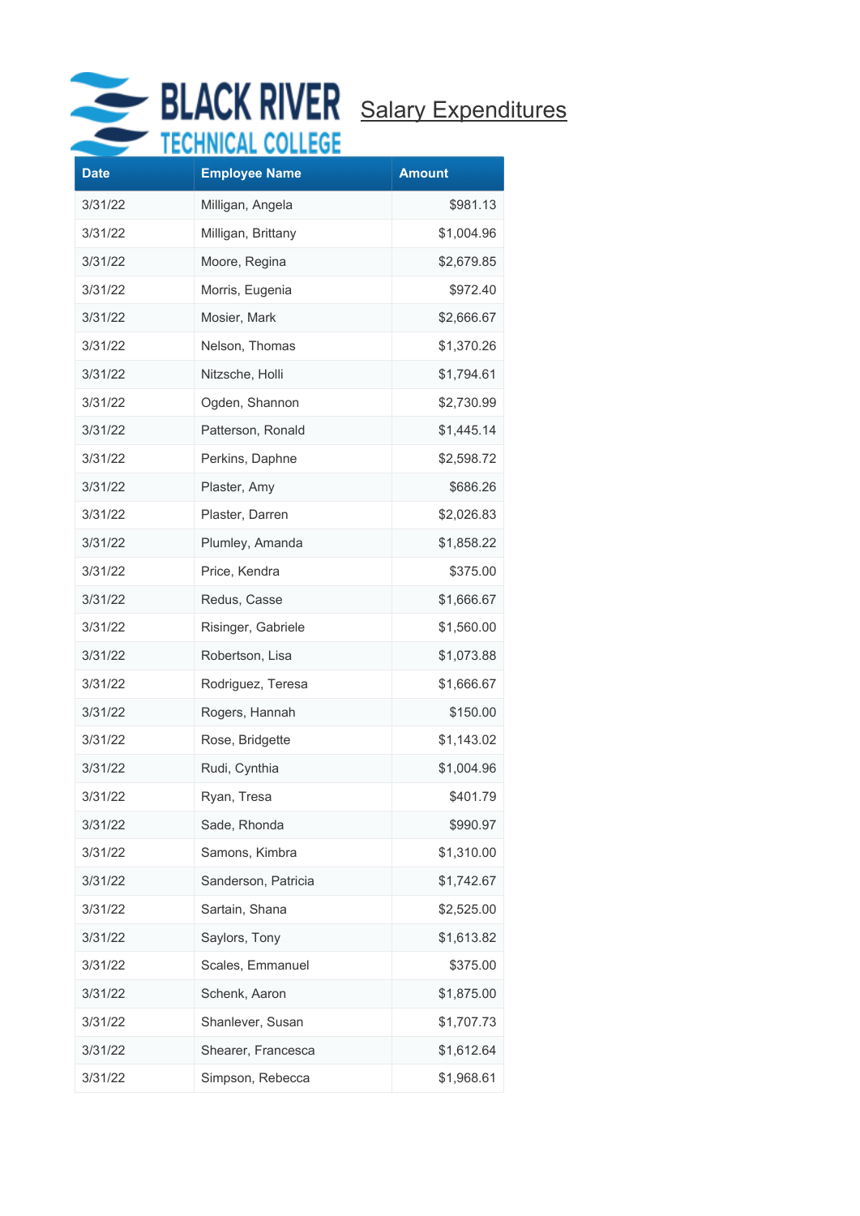BLACK RIVER TECHNICAL COLLEGE

# Salary Expenditures

| Date | Employee Name | Amount |
|---|---|---|
| 3/31/22 | Milligan, Angela | $981.13 |
| 3/31/22 | Milligan, Brittany | $1,004.96 |
| 3/31/22 | Moore, Regina | $2,679.85 |
| 3/31/22 | Morris, Eugenia | $972.40 |
| 3/31/22 | Mosier, Mark | $2,666.67 |
| 3/31/22 | Nelson, Thomas | $1,370.26 |
| 3/31/22 | Nitzsche, Holli | $1,794.61 |
| 3/31/22 | Ogden, Shannon | $2,730.99 |
| 3/31/22 | Patterson, Ronald | $1,445.14 |
| 3/31/22 | Perkins, Daphne | $2,598.72 |
| 3/31/22 | Plaster, Amy | $686.26 |
| 3/31/22 | Plaster, Darren | $2,026.83 |
| 3/31/22 | Plumley, Amanda | $1,858.22 |
| 3/31/22 | Price, Kendra | $375.00 |
| 3/31/22 | Redus, Casse | $1,666.67 |
| 3/31/22 | Risinger, Gabriele | $1,560.00 |
| 3/31/22 | Robertson, Lisa | $1,073.88 |
| 3/31/22 | Rodriguez, Teresa | $1,666.67 |
| 3/31/22 | Rogers, Hannah | $150.00 |
| 3/31/22 | Rose, Bridgette | $1,143.02 |
| 3/31/22 | Rudi, Cynthia | $1,004.96 |
| 3/31/22 | Ryan, Tresa | $401.79 |
| 3/31/22 | Sade, Rhonda | $990.97 |
| 3/31/22 | Samons, Kimbra | $1,310.00 |
| 3/31/22 | Sanderson, Patricia | $1,742.67 |
| 3/31/22 | Sartain, Shana | $2,525.00 |
| 3/31/22 | Saylors, Tony | $1,613.82 |
| 3/31/22 | Scales, Emmanuel | $375.00 |
| 3/31/22 | Schenk, Aaron | $1,875.00 |
| 3/31/22 | Shanlever, Susan | $1,707.73 |
| 3/31/22 | Shearer, Francesca | $1,612.64 |
| 3/31/22 | Simpson, Rebecca | $1,968.61 |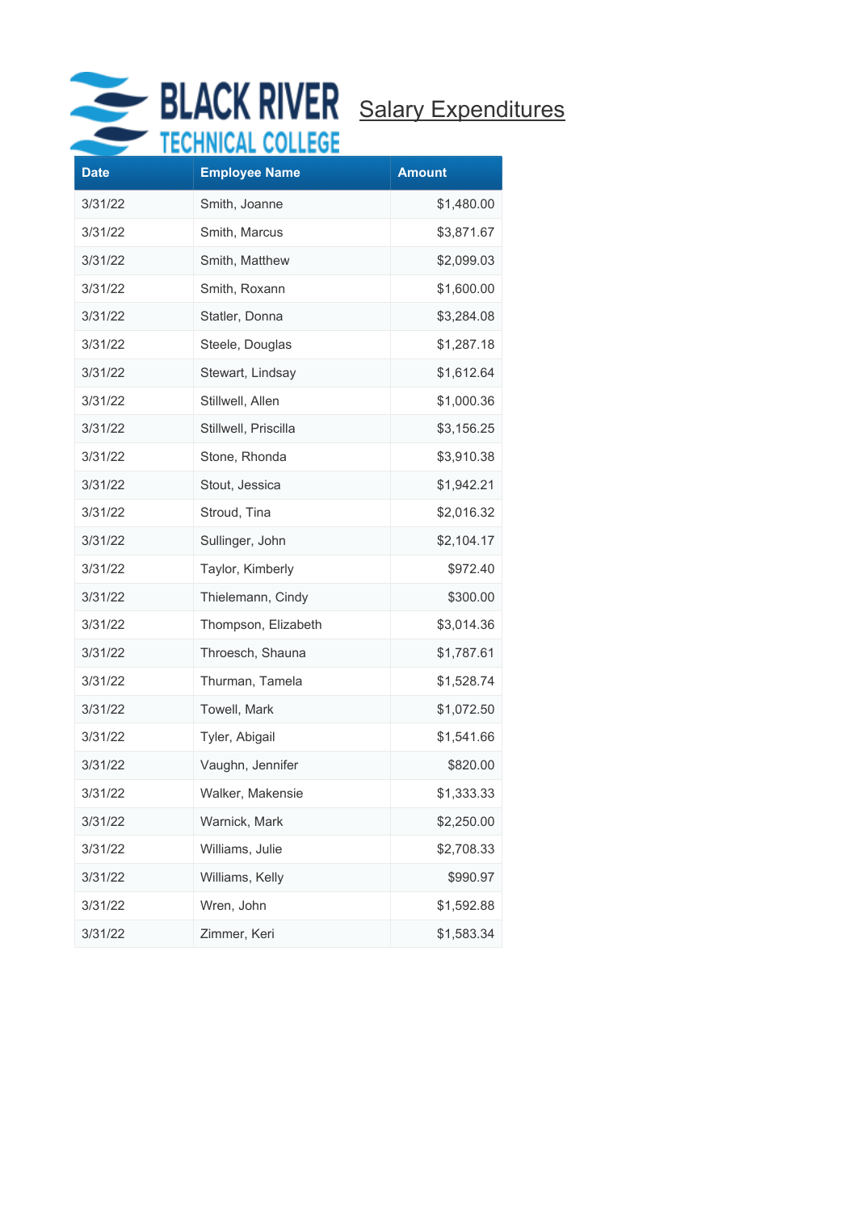BLACK RIVER TECHNICAL COLLEGE

## Salary Expenditures

| Date | Employee Name | Amount |
|---|---|---|
| 3/31/22 | Smith, Joanne | $1,480.00 |
| 3/31/22 | Smith, Marcus | $3,871.67 |
| 3/31/22 | Smith, Matthew | $2,099.03 |
| 3/31/22 | Smith, Roxann | $1,600.00 |
| 3/31/22 | Statler, Donna | $3,284.08 |
| 3/31/22 | Steele, Douglas | $1,287.18 |
| 3/31/22 | Stewart, Lindsay | $1,612.64 |
| 3/31/22 | Stillwell, Allen | $1,000.36 |
| 3/31/22 | Stillwell, Priscilla | $3,156.25 |
| 3/31/22 | Stone, Rhonda | $3,910.38 |
| 3/31/22 | Stout, Jessica | $1,942.21 |
| 3/31/22 | Stroud, Tina | $2,016.32 |
| 3/31/22 | Sullinger, John | $2,104.17 |
| 3/31/22 | Taylor, Kimberly | $972.40 |
| 3/31/22 | Thielemann, Cindy | $300.00 |
| 3/31/22 | Thompson, Elizabeth | $3,014.36 |
| 3/31/22 | Throesch, Shauna | $1,787.61 |
| 3/31/22 | Thurman, Tamela | $1,528.74 |
| 3/31/22 | Towell, Mark | $1,072.50 |
| 3/31/22 | Tyler, Abigail | $1,541.66 |
| 3/31/22 | Vaughn, Jennifer | $820.00 |
| 3/31/22 | Walker, Makensie | $1,333.33 |
| 3/31/22 | Warnick, Mark | $2,250.00 |
| 3/31/22 | Williams, Julie | $2,708.33 |
| 3/31/22 | Williams, Kelly | $990.97 |
| 3/31/22 | Wren, John | $1,592.88 |
| 3/31/22 | Zimmer, Keri | $1,583.34 |